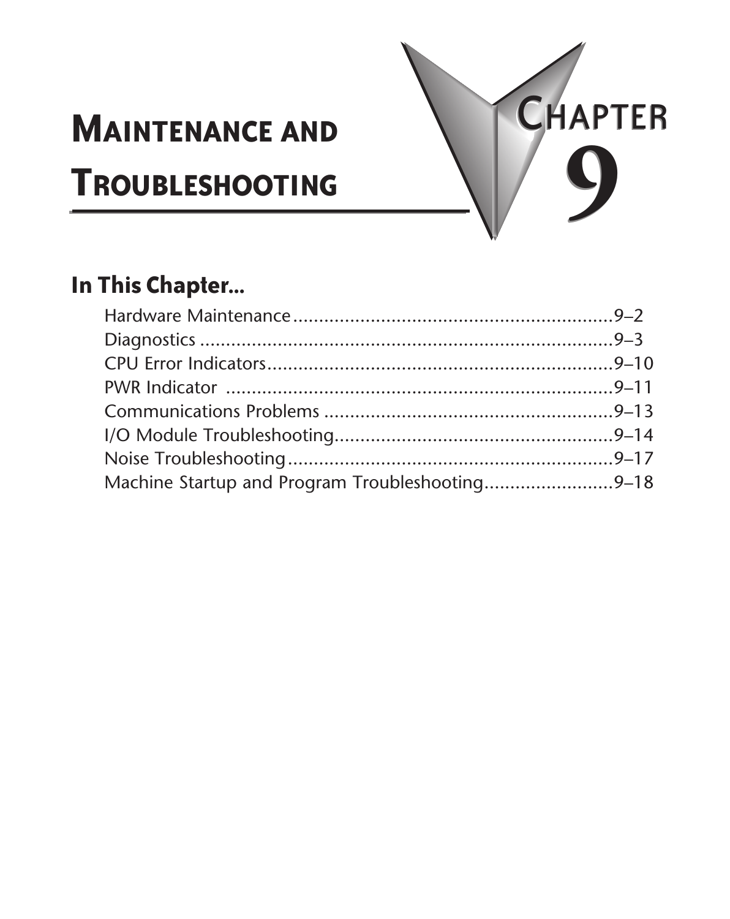# Maintenance and Troubleshooting

# Chapter 9

## In This Chapter...

Hardware Maintenance ............................................................9–2
Diagnostics ..........................................................................9–3
CPU Error Indicators..............................................................9–10
PWR Indicator ......................................................................9–11
Communications Problems ....................................................9–13
I/O Module Troubleshooting....................................................9–14
Noise Troubleshooting ...........................................................9–17
Machine Startup and Program Troubleshooting.........................9–18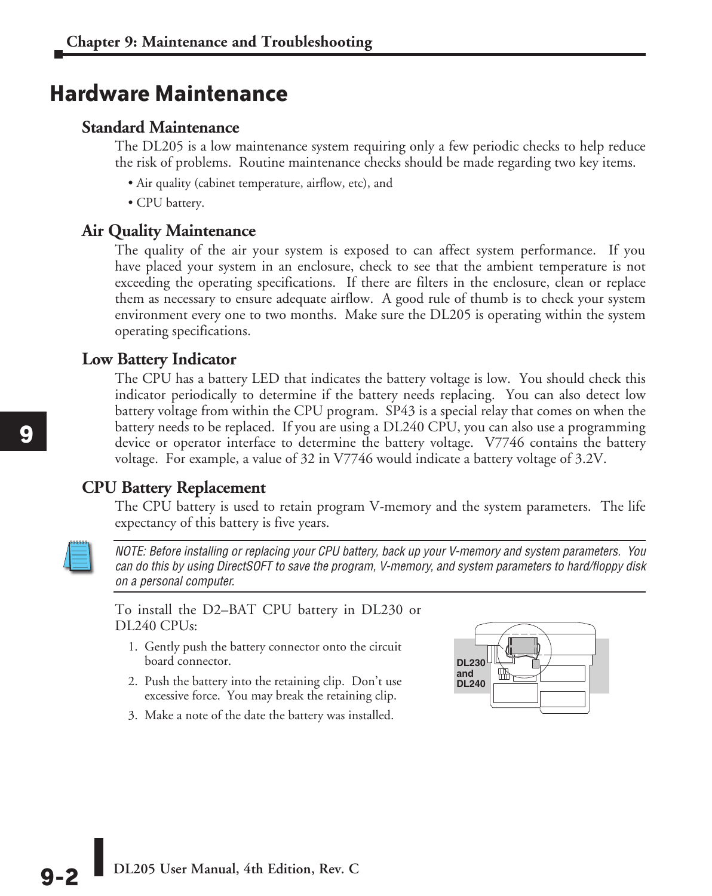# Hardware Maintenance

## Standard Maintenance

The DL205 is a low maintenance system requiring only a few periodic checks to help reduce the risk of problems. Routine maintenance checks should be made regarding two key items.

- Air quality (cabinet temperature, airflow, etc), and
- CPU battery.

## Air Quality Maintenance

The quality of the air your system is exposed to can affect system performance. If you have placed your system in an enclosure, check to see that the ambient temperature is not exceeding the operating specifications. If there are filters in the enclosure, clean or replace them as necessary to ensure adequate airflow. A good rule of thumb is to check your system environment every one to two months. Make sure the DL205 is operating within the system operating specifications.

## Low Battery Indicator

The CPU has a battery LED that indicates the battery voltage is low. You should check this indicator periodically to determine if the battery needs replacing. You can also detect low battery voltage from within the CPU program. SP43 is a special relay that comes on when the battery needs to be replaced. If you are using a DL240 CPU, you can also use a programming device or operator interface to determine the battery voltage. V7746 contains the battery voltage. For example, a value of 32 in V7746 would indicate a battery voltage of 3.2V.

## CPU Battery Replacement

The CPU battery is used to retain program V-memory and the system parameters. The life expectancy of this battery is five years.

*NOTE: Before installing or replacing your CPU battery, back up your V-memory and system parameters. You can do this by using DirectSOFT to save the program, V-memory, and system parameters to hard/floppy disk on a personal computer.*

To install the D2–BAT CPU battery in DL230 or DL240 CPUs:

1. Gently push the battery connector onto the circuit board connector.
2. Push the battery into the retaining clip. Don't use excessive force. You may break the retaining clip.
3. Make a note of the date the battery was installed.

DL230 and DL240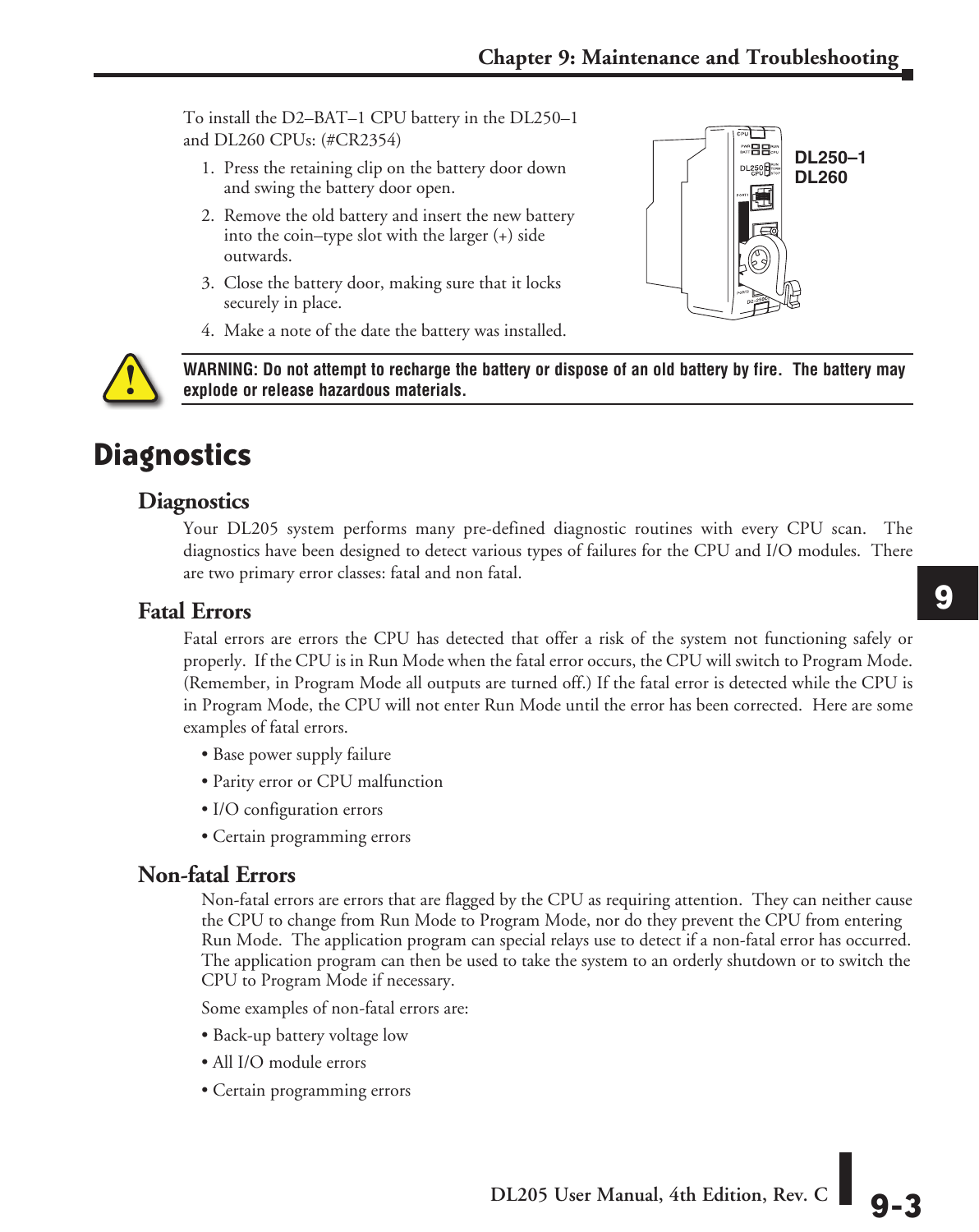To install the D2–BAT–1 CPU battery in the DL250–1 and DL260 CPUs: (#CR2354)

1. Press the retaining clip on the battery door down and swing the battery door open.
2. Remove the old battery and insert the new battery into the coin–type slot with the larger (+) side outwards.
3. Close the battery door, making sure that it locks securely in place.
4. Make a note of the date the battery was installed.

DL250–1
DL260

**WARNING: Do not attempt to recharge the battery or dispose of an old battery by fire. The battery may explode or release hazardous materials.**

# Diagnostics

## Diagnostics

Your DL205 system performs many pre-defined diagnostic routines with every CPU scan. The diagnostics have been designed to detect various types of failures for the CPU and I/O modules. There are two primary error classes: fatal and non fatal.

## Fatal Errors

Fatal errors are errors the CPU has detected that offer a risk of the system not functioning safely or properly. If the CPU is in Run Mode when the fatal error occurs, the CPU will switch to Program Mode. (Remember, in Program Mode all outputs are turned off.) If the fatal error is detected while the CPU is in Program Mode, the CPU will not enter Run Mode until the error has been corrected. Here are some examples of fatal errors.

- Base power supply failure
- Parity error or CPU malfunction
- I/O configuration errors
- Certain programming errors

## Non-fatal Errors

Non-fatal errors are errors that are flagged by the CPU as requiring attention. They can neither cause the CPU to change from Run Mode to Program Mode, nor do they prevent the CPU from entering Run Mode. The application program can special relays use to detect if a non-fatal error has occurred. The application program can then be used to take the system to an orderly shutdown or to switch the CPU to Program Mode if necessary.

Some examples of non-fatal errors are:

- Back-up battery voltage low
- All I/O module errors
- Certain programming errors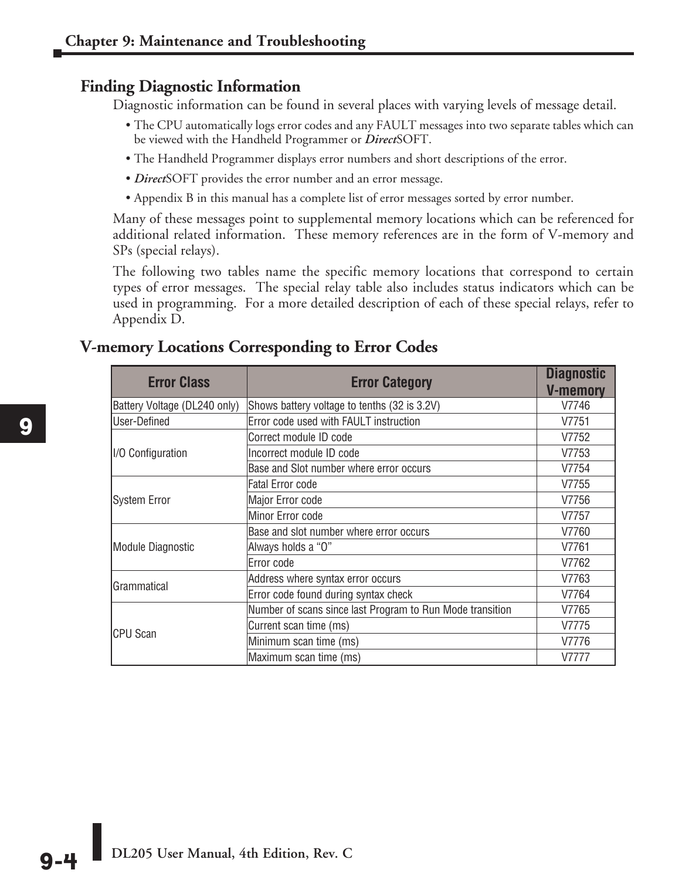## Finding Diagnostic Information

Diagnostic information can be found in several places with varying levels of message detail.

- The CPU automatically logs error codes and any FAULT messages into two separate tables which can be viewed with the Handheld Programmer or ***Direct***SOFT.
- The Handheld Programmer displays error numbers and short descriptions of the error.
- ***Direct***SOFT provides the error number and an error message.
- Appendix B in this manual has a complete list of error messages sorted by error number.

Many of these messages point to supplemental memory locations which can be referenced for additional related information. These memory references are in the form of V-memory and SPs (special relays).

The following two tables name the specific memory locations that correspond to certain types of error messages. The special relay table also includes status indicators which can be used in programming. For a more detailed description of each of these special relays, refer to Appendix D.

## V-memory Locations Corresponding to Error Codes

| Error Class | Error Category | Diagnostic V-memory |
|---|---|---|
| Battery Voltage (DL240 only) | Shows battery voltage to tenths (32 is 3.2V) | V7746 |
| User-Defined | Error code used with FAULT instruction | V7751 |
| I/O Configuration | Correct module ID code | V7752 |
| | Incorrect module ID code | V7753 |
| | Base and Slot number where error occurs | V7754 |
| System Error | Fatal Error code | V7755 |
| | Major Error code | V7756 |
| | Minor Error code | V7757 |
| Module Diagnostic | Base and slot number where error occurs | V7760 |
| | Always holds a “0” | V7761 |
| | Error code | V7762 |
| Grammatical | Address where syntax error occurs | V7763 |
| | Error code found during syntax check | V7764 |
| CPU Scan | Number of scans since last Program to Run Mode transition | V7765 |
| | Current scan time (ms) | V7775 |
| | Minimum scan time (ms) | V7776 |
| | Maximum scan time (ms) | V7777 |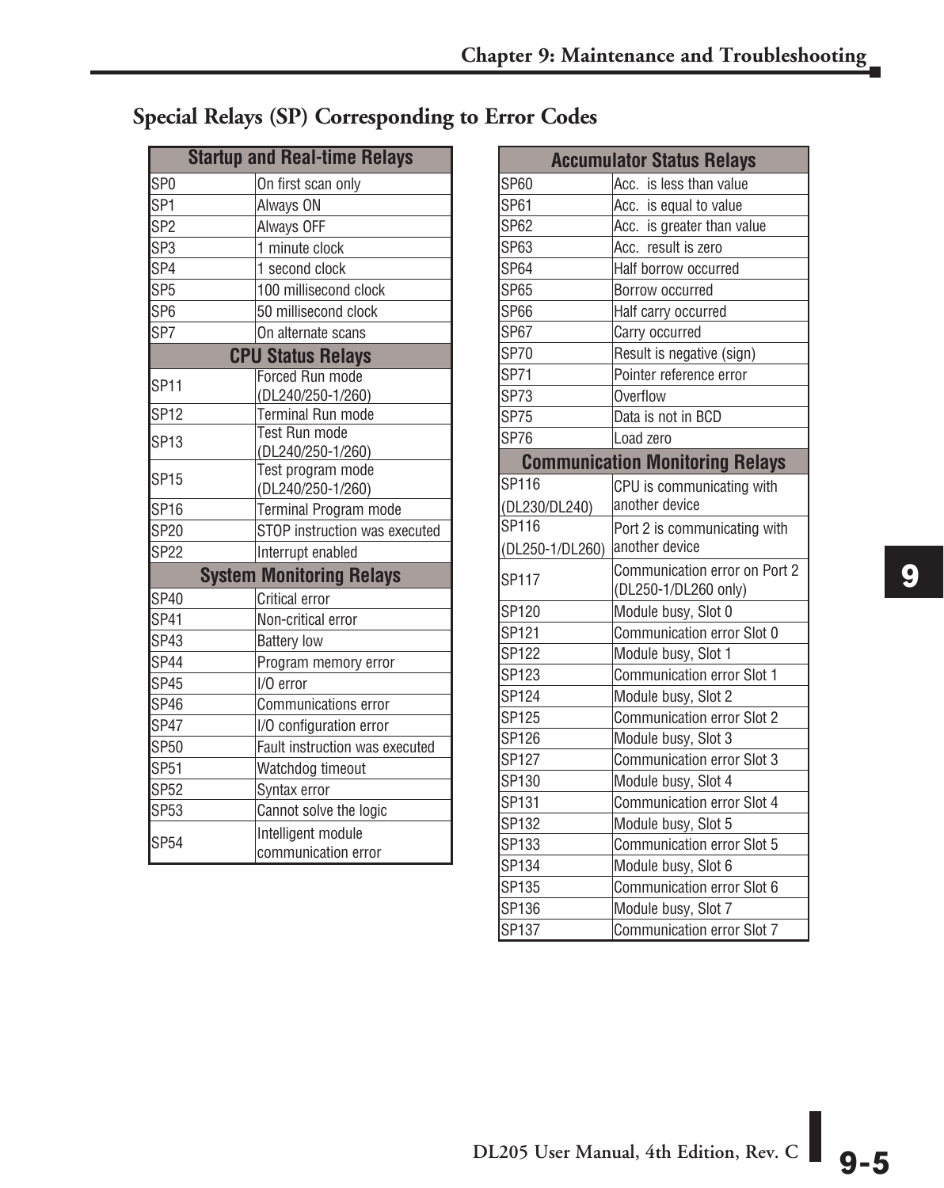## Special Relays (SP) Corresponding to Error Codes

| Startup and Real-time Relays | |
|---|---|
| SP0 | On first scan only |
| SP1 | Always ON |
| SP2 | Always OFF |
| SP3 | 1 minute clock |
| SP4 | 1 second clock |
| SP5 | 100 millisecond clock |
| SP6 | 50 millisecond clock |
| SP7 | On alternate scans |
| **CPU Status Relays** | |
| SP11 | Forced Run mode (DL240/250-1/260) |
| SP12 | Terminal Run mode |
| SP13 | Test Run mode (DL240/250-1/260) |
| SP15 | Test program mode (DL240/250-1/260) |
| SP16 | Terminal Program mode |
| SP20 | STOP instruction was executed |
| SP22 | Interrupt enabled |
| **System Monitoring Relays** | |
| SP40 | Critical error |
| SP41 | Non-critical error |
| SP43 | Battery low |
| SP44 | Program memory error |
| SP45 | I/O error |
| SP46 | Communications error |
| SP47 | I/O configuration error |
| SP50 | Fault instruction was executed |
| SP51 | Watchdog timeout |
| SP52 | Syntax error |
| SP53 | Cannot solve the logic |
| SP54 | Intelligent module communication error |

| Accumulator Status Relays | |
|---|---|
| SP60 | Acc. is less than value |
| SP61 | Acc. is equal to value |
| SP62 | Acc. is greater than value |
| SP63 | Acc. result is zero |
| SP64 | Half borrow occurred |
| SP65 | Borrow occurred |
| SP66 | Half carry occurred |
| SP67 | Carry occurred |
| SP70 | Result is negative (sign) |
| SP71 | Pointer reference error |
| SP73 | Overflow |
| SP75 | Data is not in BCD |
| SP76 | Load zero |
| **Communication Monitoring Relays** | |
| SP116 (DL230/DL240) | CPU is communicating with another device |
| SP116 (DL250-1/DL260) | Port 2 is communicating with another device |
| SP117 | Communication error on Port 2 (DL250-1/DL260 only) |
| SP120 | Module busy, Slot 0 |
| SP121 | Communication error Slot 0 |
| SP122 | Module busy, Slot 1 |
| SP123 | Communication error Slot 1 |
| SP124 | Module busy, Slot 2 |
| SP125 | Communication error Slot 2 |
| SP126 | Module busy, Slot 3 |
| SP127 | Communication error Slot 3 |
| SP130 | Module busy, Slot 4 |
| SP131 | Communication error Slot 4 |
| SP132 | Module busy, Slot 5 |
| SP133 | Communication error Slot 5 |
| SP134 | Module busy, Slot 6 |
| SP135 | Communication error Slot 6 |
| SP136 | Module busy, Slot 7 |
| SP137 | Communication error Slot 7 |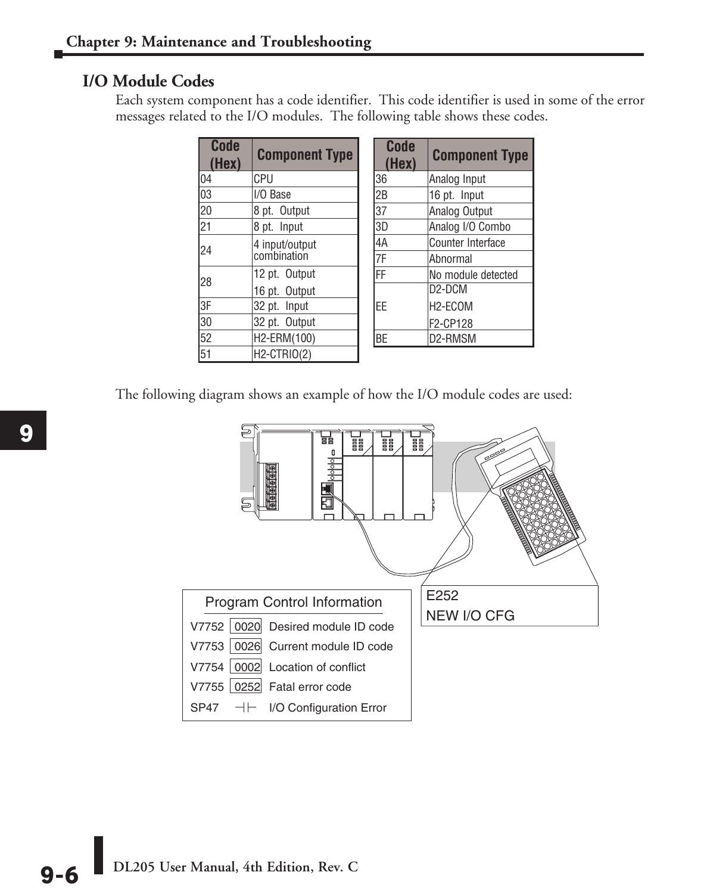## I/O Module Codes

Each system component has a code identifier. This code identifier is used in some of the error messages related to the I/O modules. The following table shows these codes.

| Code (Hex) | Component Type |
|---|---|
| 04 | CPU |
| 03 | I/O Base |
| 20 | 8 pt. Output |
| 21 | 8 pt. Input |
| 24 | 4 input/output combination |
| 28 | 12 pt. Output<br>16 pt. Output |
| 3F | 32 pt. Input |
| 30 | 32 pt. Output |
| 52 | H2-ERM(100) |
| 51 | H2-CTRIO(2) |

| Code (Hex) | Component Type |
|---|---|
| 36 | Analog Input |
| 2B | 16 pt. Input |
| 37 | Analog Output |
| 3D | Analog I/O Combo |
| 4A | Counter Interface |
| 7F | Abnormal |
| FF | No module detected |
| EE | D2-DCM<br>H2-ECOM<br>F2-CP128 |
| BE | D2-RMSM |

The following diagram shows an example of how the I/O module codes are used:

E252
NEW I/O CFG

**Program Control Information**

| | | |
|---|---|---|
| V7752 | 0020 | Desired module ID code |
| V7753 | 0026 | Current module ID code |
| V7754 | 0002 | Location of conflict |
| V7755 | 0252 | Fatal error code |
| SP47 | ⊣⊢ | I/O Configuration Error |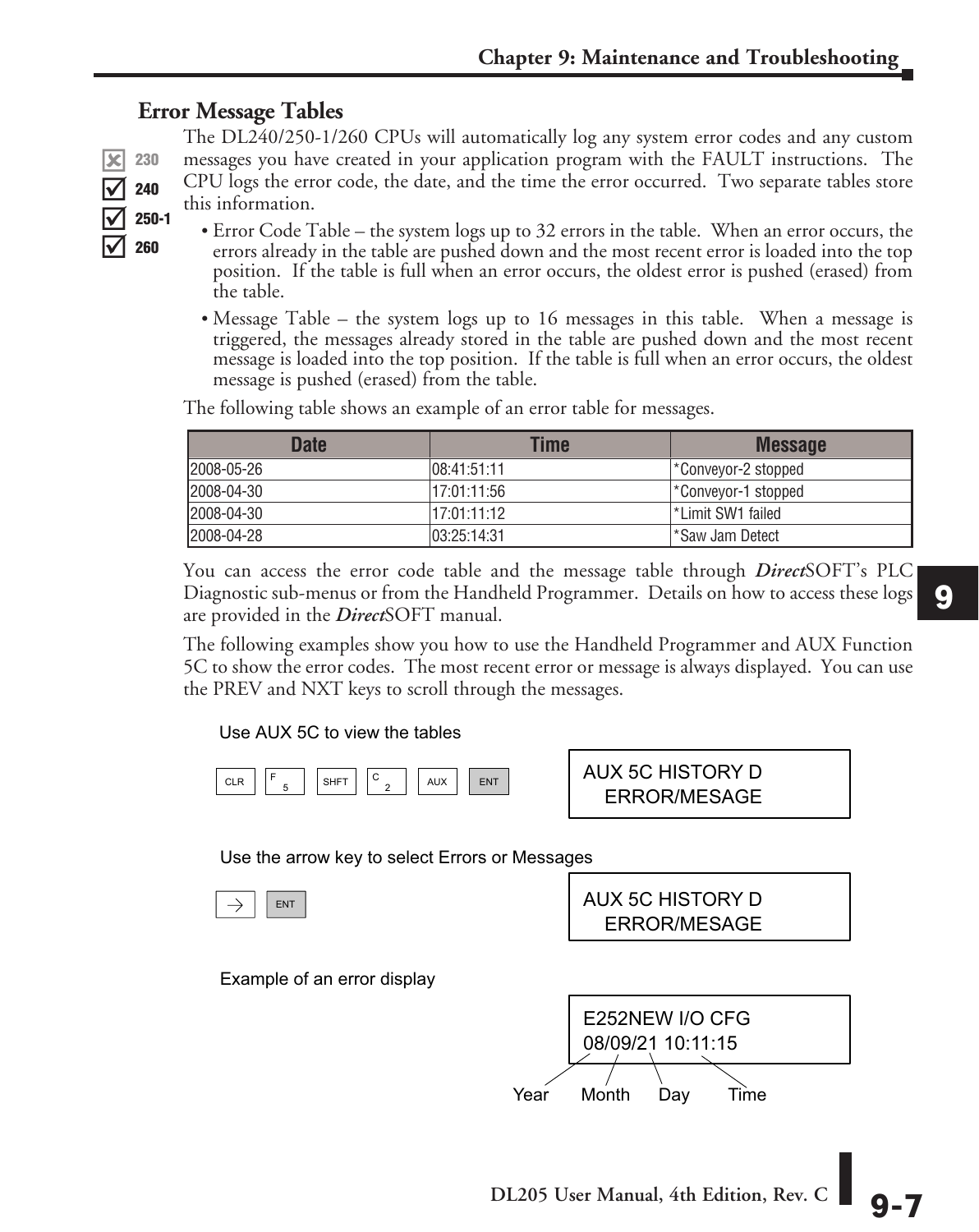## Error Message Tables

230 240 250-1 260

The DL240/250-1/260 CPUs will automatically log any system error codes and any custom messages you have created in your application program with the FAULT instructions. The CPU logs the error code, the date, and the time the error occurred. Two separate tables store this information.

- Error Code Table – the system logs up to 32 errors in the table. When an error occurs, the errors already in the table are pushed down and the most recent error is loaded into the top position. If the table is full when an error occurs, the oldest error is pushed (erased) from the table.
- Message Table – the system logs up to 16 messages in this table. When a message is triggered, the messages already stored in the table are pushed down and the most recent message is loaded into the top position. If the table is full when an error occurs, the oldest message is pushed (erased) from the table.

The following table shows an example of an error table for messages.

| Date | Time | Message |
|---|---|---|
| 2008-05-26 | 08:41:51:11 | *Conveyor-2 stopped |
| 2008-04-30 | 17:01:11:56 | *Conveyor-1 stopped |
| 2008-04-30 | 17:01:11:12 | *Limit SW1 failed |
| 2008-04-28 | 03:25:14:31 | *Saw Jam Detect |

You can access the error code table and the message table through ***Direct***SOFT's PLC Diagnostic sub-menus or from the Handheld Programmer. Details on how to access these logs are provided in the ***Direct***SOFT manual.

The following examples show you how to use the Handheld Programmer and AUX Function 5C to show the error codes. The most recent error or message is always displayed. You can use the PREV and NXT keys to scroll through the messages.

Use AUX 5C to view the tables

CLR F 5 SHFT C 2 AUX ENT

```
AUX 5C HISTORY D
   ERROR/MESAGE
```

Use the arrow key to select Errors or Messages

→ ENT

```
AUX 5C HISTORY D
   ERROR/MESAGE
```

Example of an error display

```
E252NEW I/O CFG
08/09/21 10:11:15
```

Year Month Day Time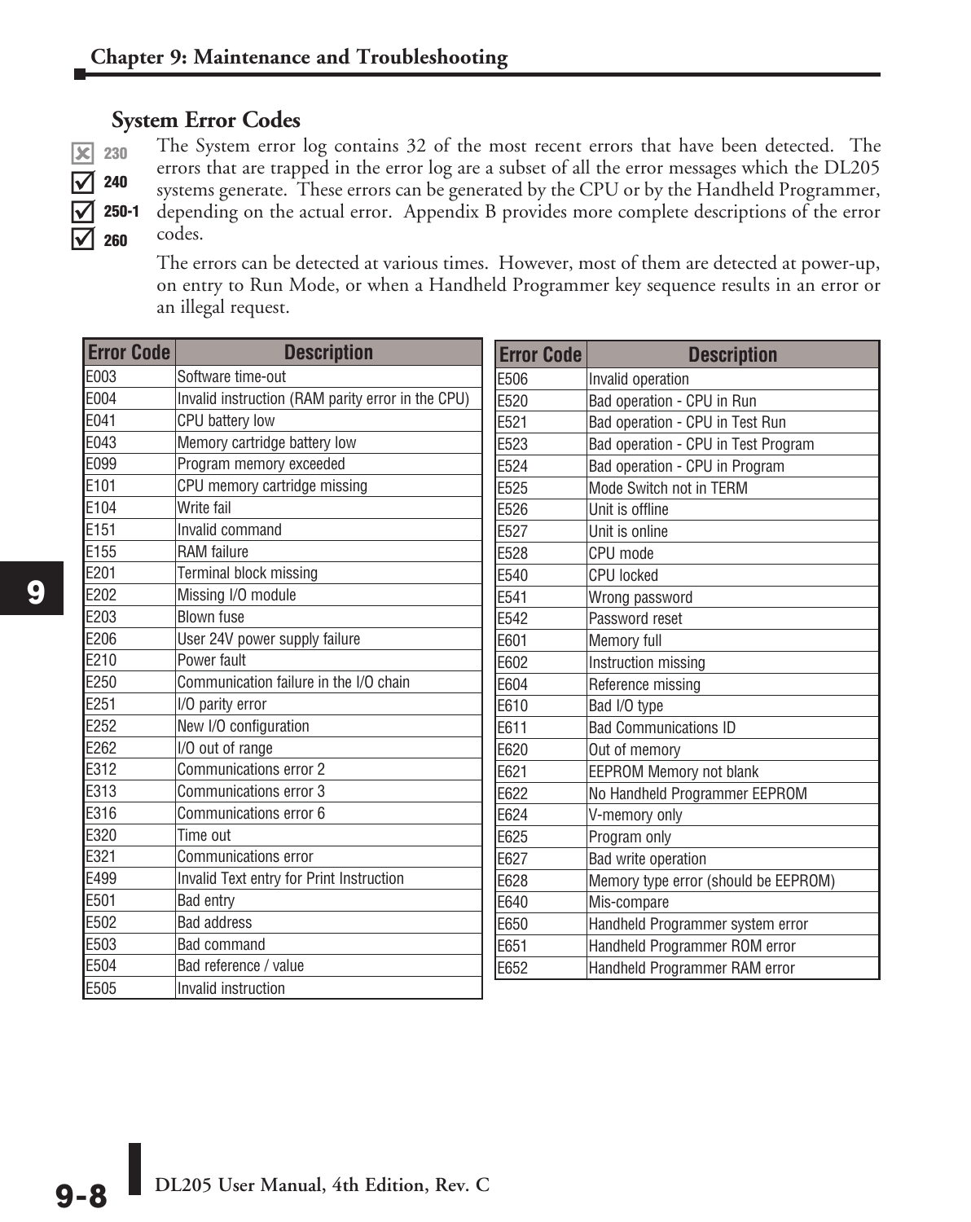## System Error Codes

☒ 230
☑ 240
☑ 250-1
☑ 260

The System error log contains 32 of the most recent errors that have been detected. The errors that are trapped in the error log are a subset of all the error messages which the DL205 systems generate. These errors can be generated by the CPU or by the Handheld Programmer, depending on the actual error. Appendix B provides more complete descriptions of the error codes.

The errors can be detected at various times. However, most of them are detected at power-up, on entry to Run Mode, or when a Handheld Programmer key sequence results in an error or an illegal request.

| Error Code | Description |
|---|---|
| E003 | Software time-out |
| E004 | Invalid instruction (RAM parity error in the CPU) |
| E041 | CPU battery low |
| E043 | Memory cartridge battery low |
| E099 | Program memory exceeded |
| E101 | CPU memory cartridge missing |
| E104 | Write fail |
| E151 | Invalid command |
| E155 | RAM failure |
| E201 | Terminal block missing |
| E202 | Missing I/O module |
| E203 | Blown fuse |
| E206 | User 24V power supply failure |
| E210 | Power fault |
| E250 | Communication failure in the I/O chain |
| E251 | I/O parity error |
| E252 | New I/O configuration |
| E262 | I/O out of range |
| E312 | Communications error 2 |
| E313 | Communications error 3 |
| E316 | Communications error 6 |
| E320 | Time out |
| E321 | Communications error |
| E499 | Invalid Text entry for Print Instruction |
| E501 | Bad entry |
| E502 | Bad address |
| E503 | Bad command |
| E504 | Bad reference / value |
| E505 | Invalid instruction |

| Error Code | Description |
|---|---|
| E506 | Invalid operation |
| E520 | Bad operation - CPU in Run |
| E521 | Bad operation - CPU in Test Run |
| E523 | Bad operation - CPU in Test Program |
| E524 | Bad operation - CPU in Program |
| E525 | Mode Switch not in TERM |
| E526 | Unit is offline |
| E527 | Unit is online |
| E528 | CPU mode |
| E540 | CPU locked |
| E541 | Wrong password |
| E542 | Password reset |
| E601 | Memory full |
| E602 | Instruction missing |
| E604 | Reference missing |
| E610 | Bad I/O type |
| E611 | Bad Communications ID |
| E620 | Out of memory |
| E621 | EEPROM Memory not blank |
| E622 | No Handheld Programmer EEPROM |
| E624 | V-memory only |
| E625 | Program only |
| E627 | Bad write operation |
| E628 | Memory type error (should be EEPROM) |
| E640 | Mis-compare |
| E650 | Handheld Programmer system error |
| E651 | Handheld Programmer ROM error |
| E652 | Handheld Programmer RAM error |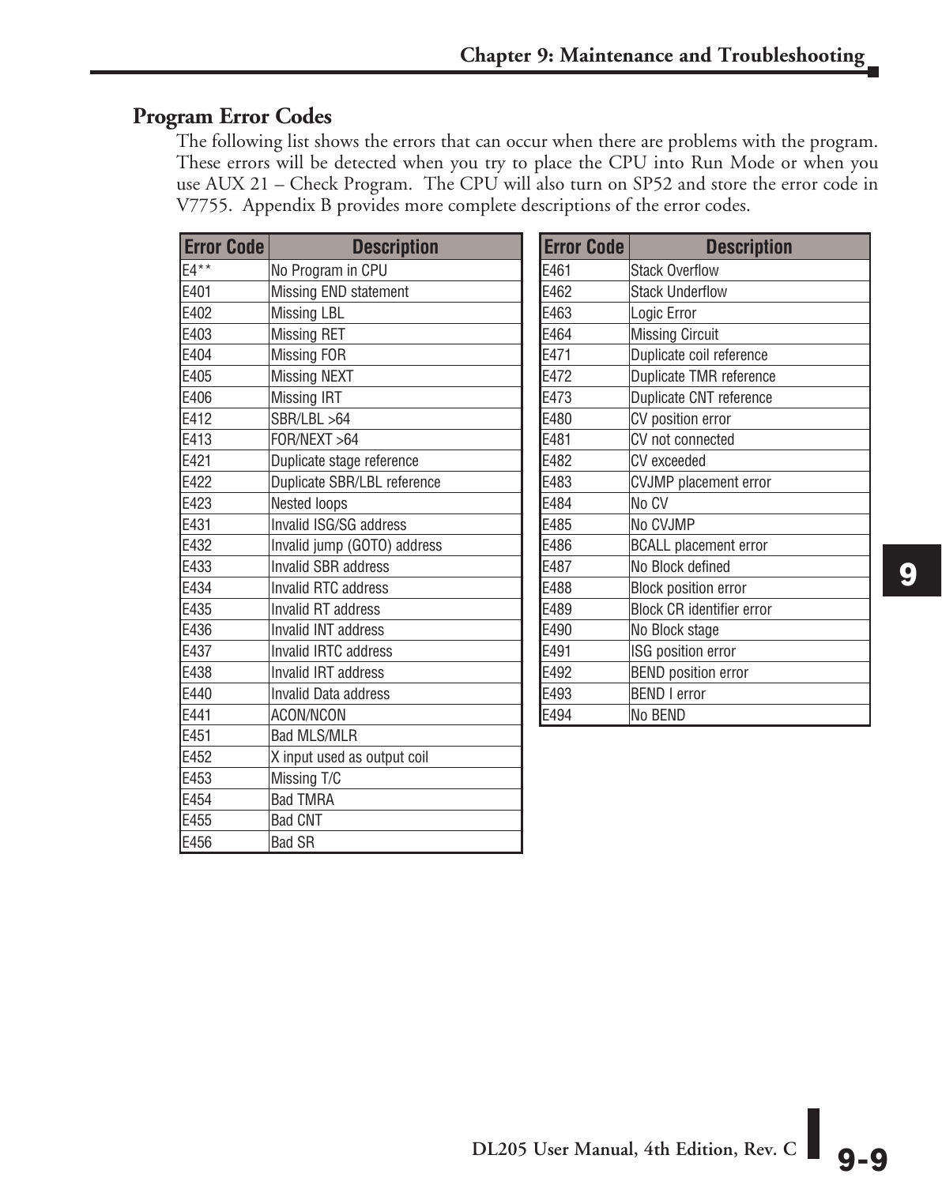## Program Error Codes

The following list shows the errors that can occur when there are problems with the program. These errors will be detected when you try to place the CPU into Run Mode or when you use AUX 21 – Check Program. The CPU will also turn on SP52 and store the error code in V7755. Appendix B provides more complete descriptions of the error codes.

| Error Code | Description |
|---|---|
| E4** | No Program in CPU |
| E401 | Missing END statement |
| E402 | Missing LBL |
| E403 | Missing RET |
| E404 | Missing FOR |
| E405 | Missing NEXT |
| E406 | Missing IRT |
| E412 | SBR/LBL >64 |
| E413 | FOR/NEXT >64 |
| E421 | Duplicate stage reference |
| E422 | Duplicate SBR/LBL reference |
| E423 | Nested loops |
| E431 | Invalid ISG/SG address |
| E432 | Invalid jump (GOTO) address |
| E433 | Invalid SBR address |
| E434 | Invalid RTC address |
| E435 | Invalid RT address |
| E436 | Invalid INT address |
| E437 | Invalid IRTC address |
| E438 | Invalid IRT address |
| E440 | Invalid Data address |
| E441 | ACON/NCON |
| E451 | Bad MLS/MLR |
| E452 | X input used as output coil |
| E453 | Missing T/C |
| E454 | Bad TMRA |
| E455 | Bad CNT |
| E456 | Bad SR |

| Error Code | Description |
|---|---|
| E461 | Stack Overflow |
| E462 | Stack Underflow |
| E463 | Logic Error |
| E464 | Missing Circuit |
| E471 | Duplicate coil reference |
| E472 | Duplicate TMR reference |
| E473 | Duplicate CNT reference |
| E480 | CV position error |
| E481 | CV not connected |
| E482 | CV exceeded |
| E483 | CVJMP placement error |
| E484 | No CV |
| E485 | No CVJMP |
| E486 | BCALL placement error |
| E487 | No Block defined |
| E488 | Block position error |
| E489 | Block CR identifier error |
| E490 | No Block stage |
| E491 | ISG position error |
| E492 | BEND position error |
| E493 | BEND I error |
| E494 | No BEND |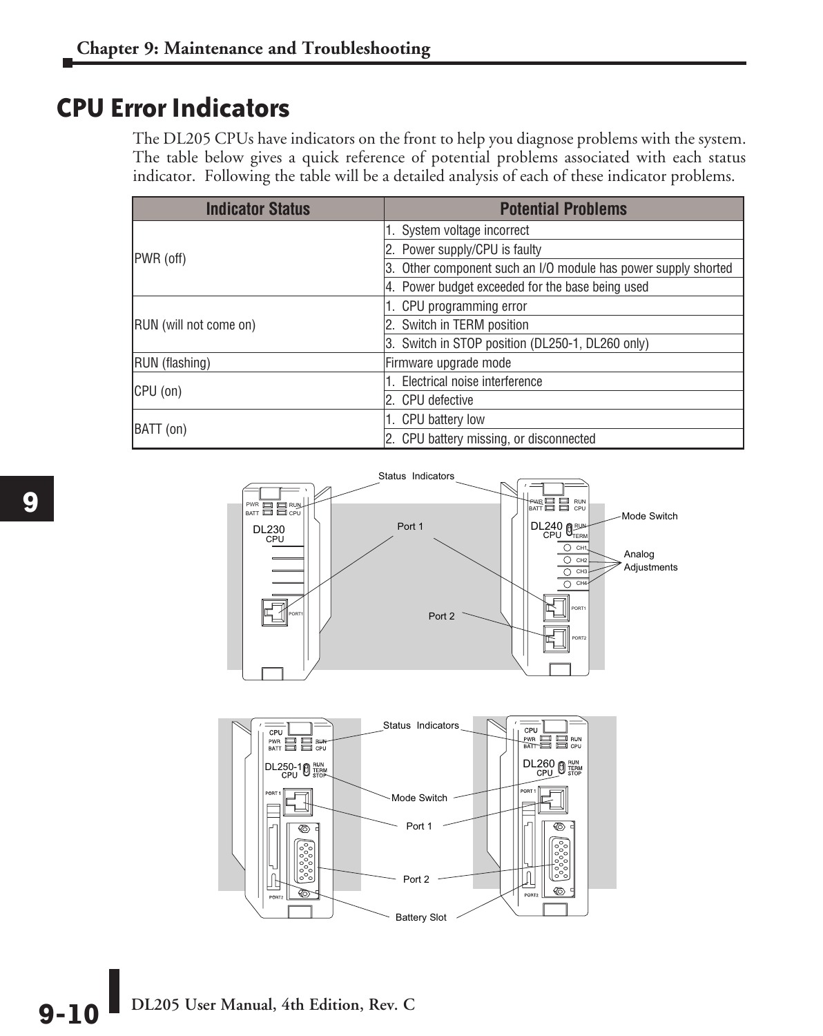## CPU Error Indicators

The DL205 CPUs have indicators on the front to help you diagnose problems with the system. The table below gives a quick reference of potential problems associated with each status indicator. Following the table will be a detailed analysis of each of these indicator problems.

| Indicator Status | Potential Problems |
|---|---|
| PWR (off) | 1. System voltage incorrect |
| | 2. Power supply/CPU is faulty |
| | 3. Other component such an I/O module has power supply shorted |
| | 4. Power budget exceeded for the base being used |
| RUN (will not come on) | 1. CPU programming error |
| | 2. Switch in TERM position |
| | 3. Switch in STOP position (DL250-1, DL260 only) |
| RUN (flashing) | Firmware upgrade mode |
| CPU (on) | 1. Electrical noise interference |
| | 2. CPU defective |
| BATT (on) | 1. CPU battery low |
| | 2. CPU battery missing, or disconnected |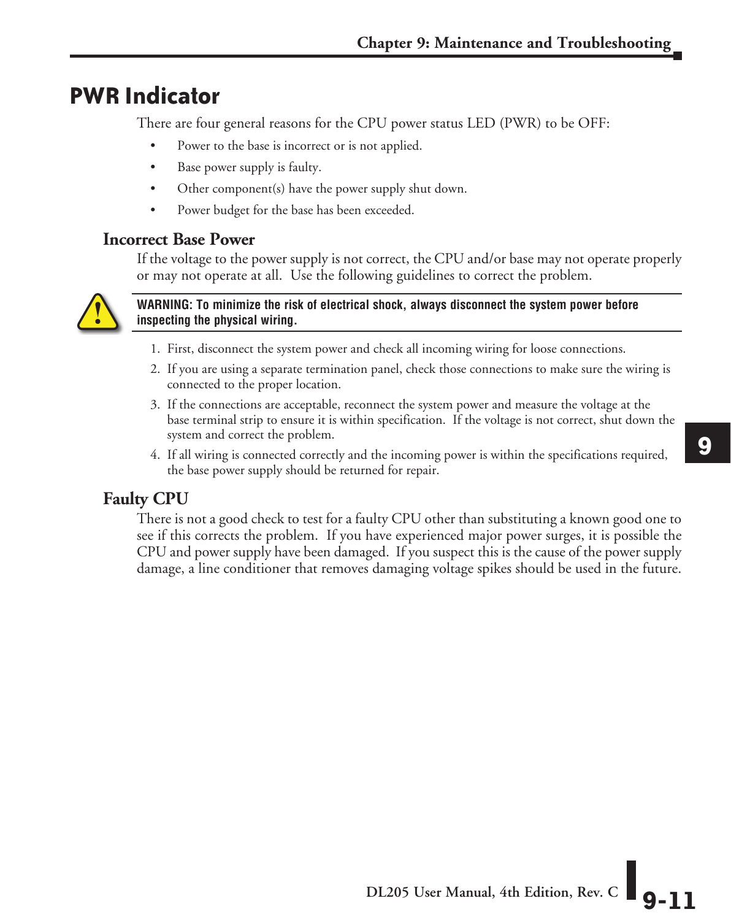## PWR Indicator

There are four general reasons for the CPU power status LED (PWR) to be OFF:

- Power to the base is incorrect or is not applied.
- Base power supply is faulty.
- Other component(s) have the power supply shut down.
- Power budget for the base has been exceeded.

### Incorrect Base Power

If the voltage to the power supply is not correct, the CPU and/or base may not operate properly or may not operate at all. Use the following guidelines to correct the problem.

**WARNING: To minimize the risk of electrical shock, always disconnect the system power before inspecting the physical wiring.**

1. First, disconnect the system power and check all incoming wiring for loose connections.
2. If you are using a separate termination panel, check those connections to make sure the wiring is connected to the proper location.
3. If the connections are acceptable, reconnect the system power and measure the voltage at the base terminal strip to ensure it is within specification. If the voltage is not correct, shut down the system and correct the problem.
4. If all wiring is connected correctly and the incoming power is within the specifications required, the base power supply should be returned for repair.

### Faulty CPU

There is not a good check to test for a faulty CPU other than substituting a known good one to see if this corrects the problem. If you have experienced major power surges, it is possible the CPU and power supply have been damaged. If you suspect this is the cause of the power supply damage, a line conditioner that removes damaging voltage spikes should be used in the future.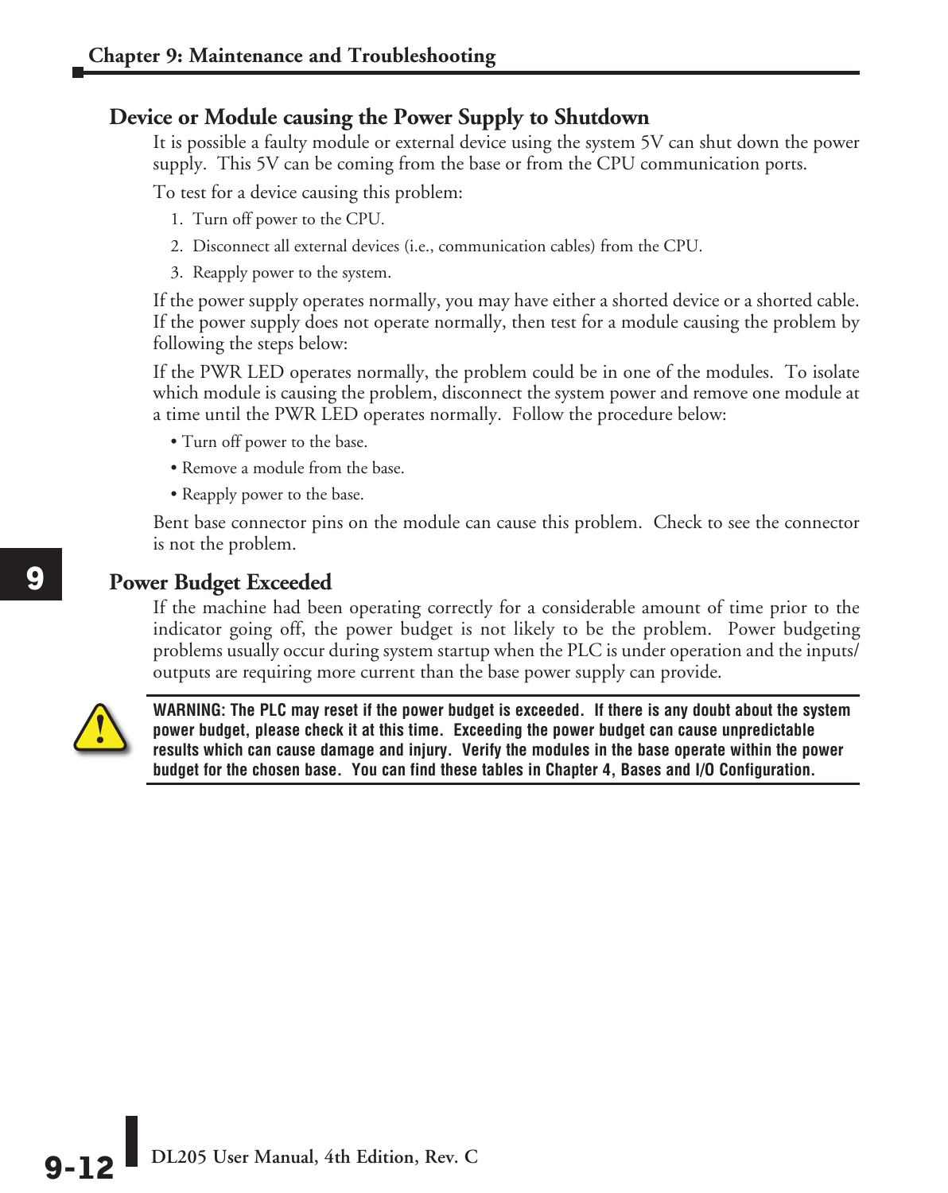## Device or Module causing the Power Supply to Shutdown

It is possible a faulty module or external device using the system 5V can shut down the power supply. This 5V can be coming from the base or from the CPU communication ports.

To test for a device causing this problem:

1. Turn off power to the CPU.
2. Disconnect all external devices (i.e., communication cables) from the CPU.
3. Reapply power to the system.

If the power supply operates normally, you may have either a shorted device or a shorted cable. If the power supply does not operate normally, then test for a module causing the problem by following the steps below:

If the PWR LED operates normally, the problem could be in one of the modules. To isolate which module is causing the problem, disconnect the system power and remove one module at a time until the PWR LED operates normally. Follow the procedure below:

- Turn off power to the base.
- Remove a module from the base.
- Reapply power to the base.

Bent base connector pins on the module can cause this problem. Check to see the connector is not the problem.

## Power Budget Exceeded

If the machine had been operating correctly for a considerable amount of time prior to the indicator going off, the power budget is not likely to be the problem. Power budgeting problems usually occur during system startup when the PLC is under operation and the inputs/outputs are requiring more current than the base power supply can provide.

**WARNING: The PLC may reset if the power budget is exceeded. If there is any doubt about the system power budget, please check it at this time. Exceeding the power budget can cause unpredictable results which can cause damage and injury. Verify the modules in the base operate within the power budget for the chosen base. You can find these tables in Chapter 4, Bases and I/O Configuration.**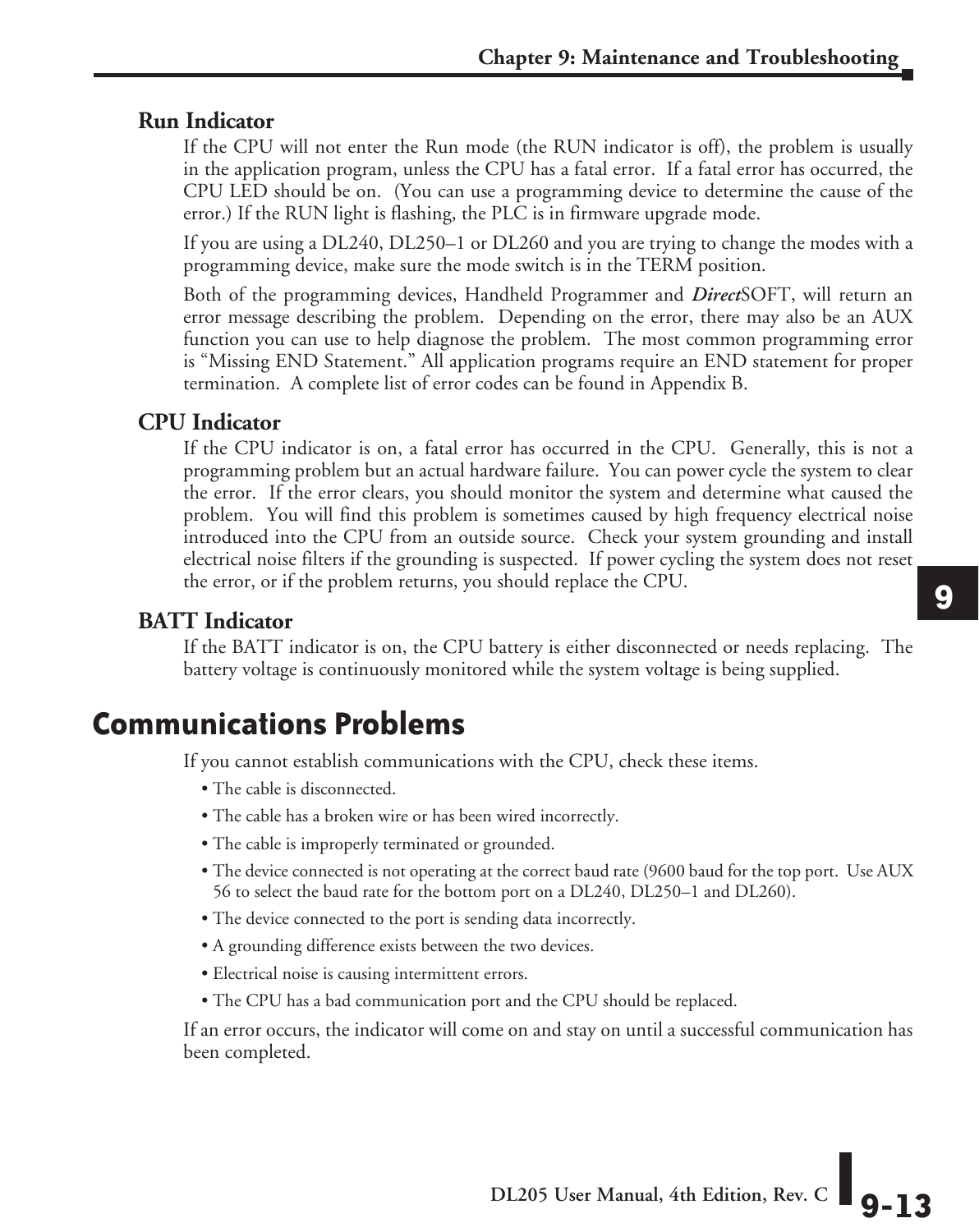### Run Indicator

If the CPU will not enter the Run mode (the RUN indicator is off), the problem is usually in the application program, unless the CPU has a fatal error. If a fatal error has occurred, the CPU LED should be on. (You can use a programming device to determine the cause of the error.) If the RUN light is flashing, the PLC is in firmware upgrade mode.

If you are using a DL240, DL250–1 or DL260 and you are trying to change the modes with a programming device, make sure the mode switch is in the TERM position.

Both of the programming devices, Handheld Programmer and ***Direct***SOFT, will return an error message describing the problem. Depending on the error, there may also be an AUX function you can use to help diagnose the problem. The most common programming error is "Missing END Statement." All application programs require an END statement for proper termination. A complete list of error codes can be found in Appendix B.

### CPU Indicator

If the CPU indicator is on, a fatal error has occurred in the CPU. Generally, this is not a programming problem but an actual hardware failure. You can power cycle the system to clear the error. If the error clears, you should monitor the system and determine what caused the problem. You will find this problem is sometimes caused by high frequency electrical noise introduced into the CPU from an outside source. Check your system grounding and install electrical noise filters if the grounding is suspected. If power cycling the system does not reset the error, or if the problem returns, you should replace the CPU.

### BATT Indicator

If the BATT indicator is on, the CPU battery is either disconnected or needs replacing. The battery voltage is continuously monitored while the system voltage is being supplied.

## Communications Problems

If you cannot establish communications with the CPU, check these items.

- The cable is disconnected.
- The cable has a broken wire or has been wired incorrectly.
- The cable is improperly terminated or grounded.
- The device connected is not operating at the correct baud rate (9600 baud for the top port. Use AUX 56 to select the baud rate for the bottom port on a DL240, DL250–1 and DL260).
- The device connected to the port is sending data incorrectly.
- A grounding difference exists between the two devices.
- Electrical noise is causing intermittent errors.
- The CPU has a bad communication port and the CPU should be replaced.

If an error occurs, the indicator will come on and stay on until a successful communication has been completed.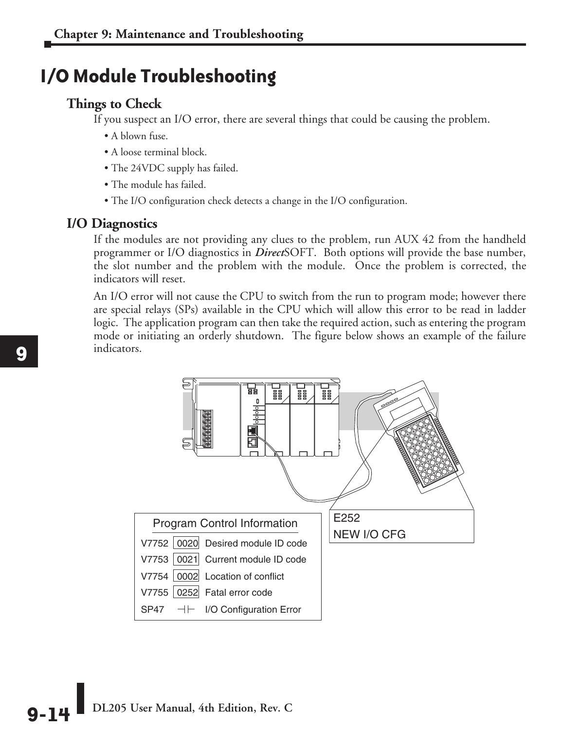## I/O Module Troubleshooting

### Things to Check

If you suspect an I/O error, there are several things that could be causing the problem.

- A blown fuse.
- A loose terminal block.
- The 24VDC supply has failed.
- The module has failed.
- The I/O configuration check detects a change in the I/O configuration.

### I/O Diagnostics

If the modules are not providing any clues to the problem, run AUX 42 from the handheld programmer or I/O diagnostics in ***Direct*SOFT**. Both options will provide the base number, the slot number and the problem with the module. Once the problem is corrected, the indicators will reset.

An I/O error will not cause the CPU to switch from the run to program mode; however there are special relays (SPs) available in the CPU which will allow this error to be read in ladder logic. The application program can then take the required action, such as entering the program mode or initiating an orderly shutdown. The figure below shows an example of the failure indicators.

E252
NEW I/O CFG

**Program Control Information**

| | | |
|---|---|---|
| V7752 | 0020 | Desired module ID code |
| V7753 | 0021 | Current module ID code |
| V7754 | 0002 | Location of conflict |
| V7755 | 0252 | Fatal error code |
| SP47 | ─┤├─ | I/O Configuration Error |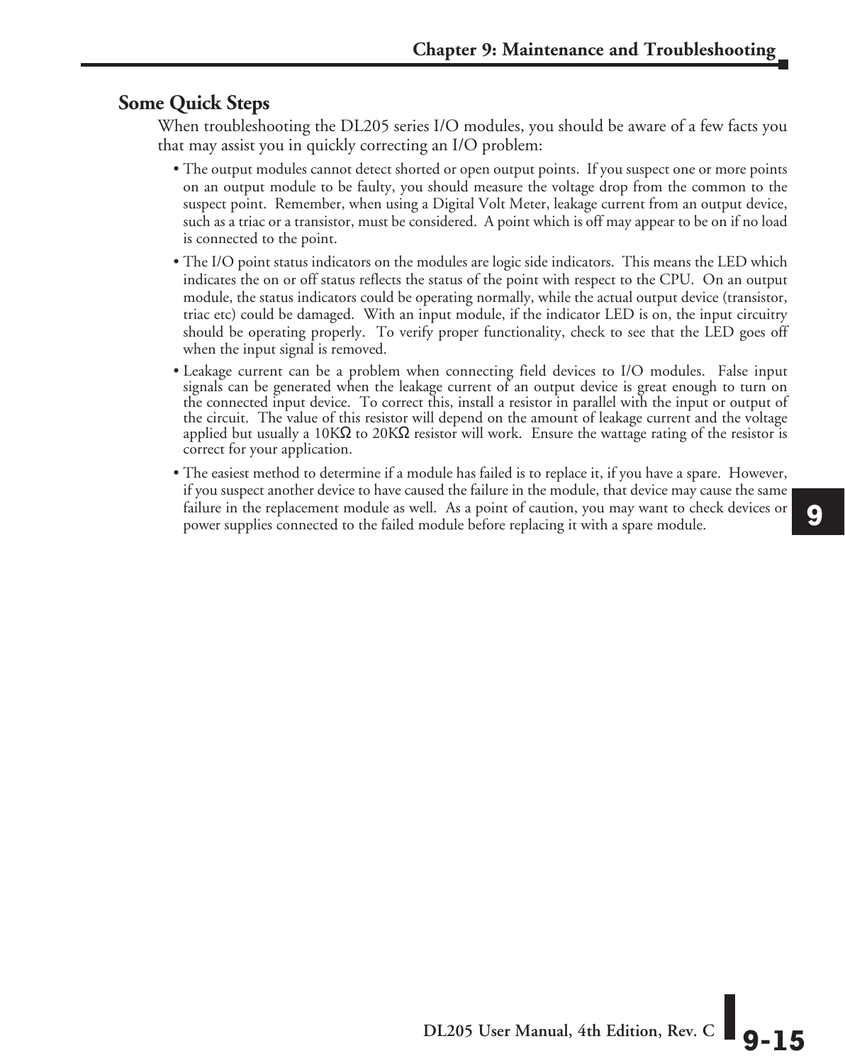## Some Quick Steps

When troubleshooting the DL205 series I/O modules, you should be aware of a few facts you that may assist you in quickly correcting an I/O problem:

- The output modules cannot detect shorted or open output points. If you suspect one or more points on an output module to be faulty, you should measure the voltage drop from the common to the suspect point. Remember, when using a Digital Volt Meter, leakage current from an output device, such as a triac or a transistor, must be considered. A point which is off may appear to be on if no load is connected to the point.
- The I/O point status indicators on the modules are logic side indicators. This means the LED which indicates the on or off status reflects the status of the point with respect to the CPU. On an output module, the status indicators could be operating normally, while the actual output device (transistor, triac etc) could be damaged. With an input module, if the indicator LED is on, the input circuitry should be operating properly. To verify proper functionality, check to see that the LED goes off when the input signal is removed.
- Leakage current can be a problem when connecting field devices to I/O modules. False input signals can be generated when the leakage current of an output device is great enough to turn on the connected input device. To correct this, install a resistor in parallel with the input or output of the circuit. The value of this resistor will depend on the amount of leakage current and the voltage applied but usually a 10KΩ to 20KΩ resistor will work. Ensure the wattage rating of the resistor is correct for your application.
- The easiest method to determine if a module has failed is to replace it, if you have a spare. However, if you suspect another device to have caused the failure in the module, that device may cause the same failure in the replacement module as well. As a point of caution, you may want to check devices or power supplies connected to the failed module before replacing it with a spare module.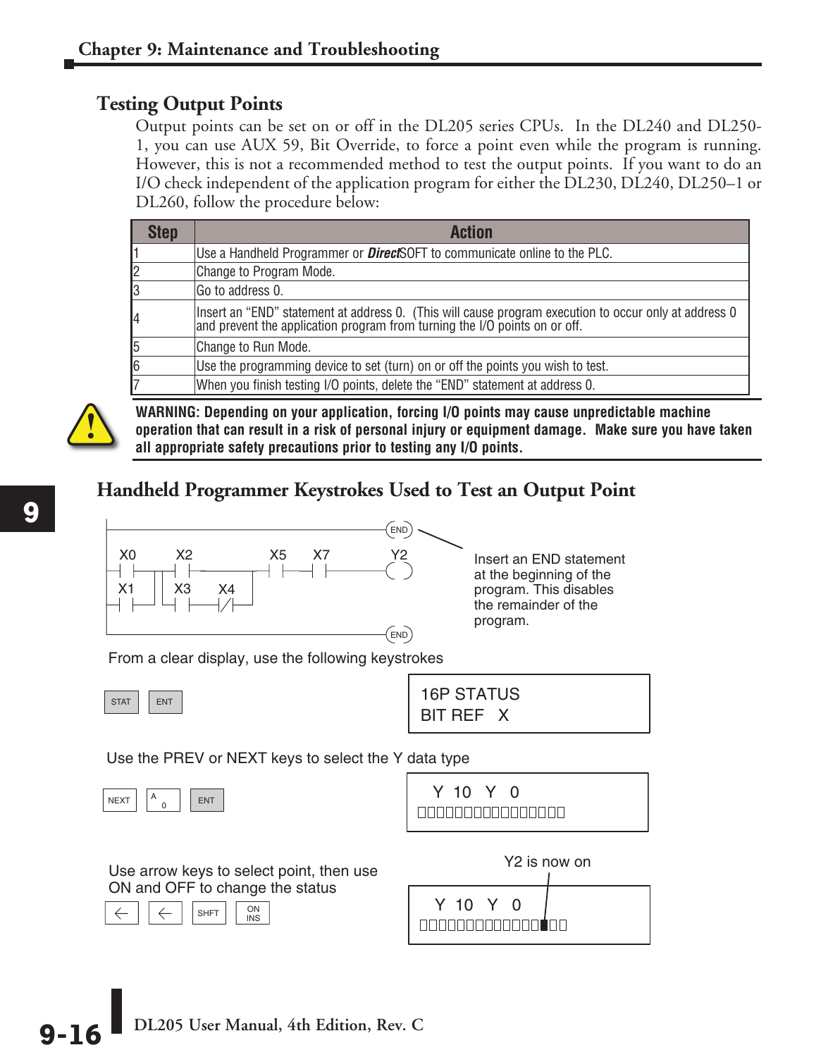## Testing Output Points

Output points can be set on or off in the DL205 series CPUs. In the DL240 and DL250-1, you can use AUX 59, Bit Override, to force a point even while the program is running. However, this is not a recommended method to test the output points. If you want to do an I/O check independent of the application program for either the DL230, DL240, DL250–1 or DL260, follow the procedure below:

| Step | Action |
|---|---|
| 1 | Use a Handheld Programmer or ***Direct***SOFT to communicate online to the PLC. |
| 2 | Change to Program Mode. |
| 3 | Go to address 0. |
| 4 | Insert an "END" statement at address 0. (This will cause program execution to occur only at address 0 and prevent the application program from turning the I/O points on or off. |
| 5 | Change to Run Mode. |
| 6 | Use the programming device to set (turn) on or off the points you wish to test. |
| 7 | When you finish testing I/O points, delete the "END" statement at address 0. |

**WARNING: Depending on your application, forcing I/O points may cause unpredictable machine operation that can result in a risk of personal injury or equipment damage. Make sure you have taken all appropriate safety precautions prior to testing any I/O points.**

## Handheld Programmer Keystrokes Used to Test an Output Point

Insert an END statement at the beginning of the program. This disables the remainder of the program.

From a clear display, use the following keystrokes

STAT ENT

```
16P STATUS
BIT REF   X
```

Use the PREV or NEXT keys to select the Y data type

NEXT A 0 ENT

```
Y 10  Y  0
□□□□□□□□□□□□□□□□
```

Use arrow keys to select point, then use ON and OFF to change the status

← ← SHFT ON INS

Y2 is now on

```
Y 10  Y  0
□□□□□□□□□□□□□■□□
```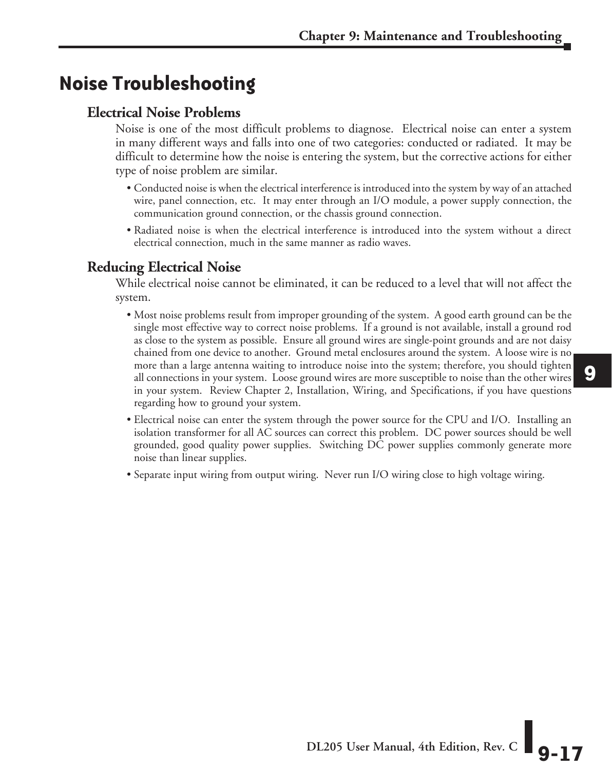# Noise Troubleshooting

## Electrical Noise Problems

Noise is one of the most difficult problems to diagnose. Electrical noise can enter a system in many different ways and falls into one of two categories: conducted or radiated. It may be difficult to determine how the noise is entering the system, but the corrective actions for either type of noise problem are similar.

- Conducted noise is when the electrical interference is introduced into the system by way of an attached wire, panel connection, etc. It may enter through an I/O module, a power supply connection, the communication ground connection, or the chassis ground connection.
- Radiated noise is when the electrical interference is introduced into the system without a direct electrical connection, much in the same manner as radio waves.

## Reducing Electrical Noise

While electrical noise cannot be eliminated, it can be reduced to a level that will not affect the system.

- Most noise problems result from improper grounding of the system. A good earth ground can be the single most effective way to correct noise problems. If a ground is not available, install a ground rod as close to the system as possible. Ensure all ground wires are single-point grounds and are not daisy chained from one device to another. Ground metal enclosures around the system. A loose wire is no more than a large antenna waiting to introduce noise into the system; therefore, you should tighten all connections in your system. Loose ground wires are more susceptible to noise than the other wires in your system. Review Chapter 2, Installation, Wiring, and Specifications, if you have questions regarding how to ground your system.
- Electrical noise can enter the system through the power source for the CPU and I/O. Installing an isolation transformer for all AC sources can correct this problem. DC power sources should be well grounded, good quality power supplies. Switching DC power supplies commonly generate more noise than linear supplies.
- Separate input wiring from output wiring. Never run I/O wiring close to high voltage wiring.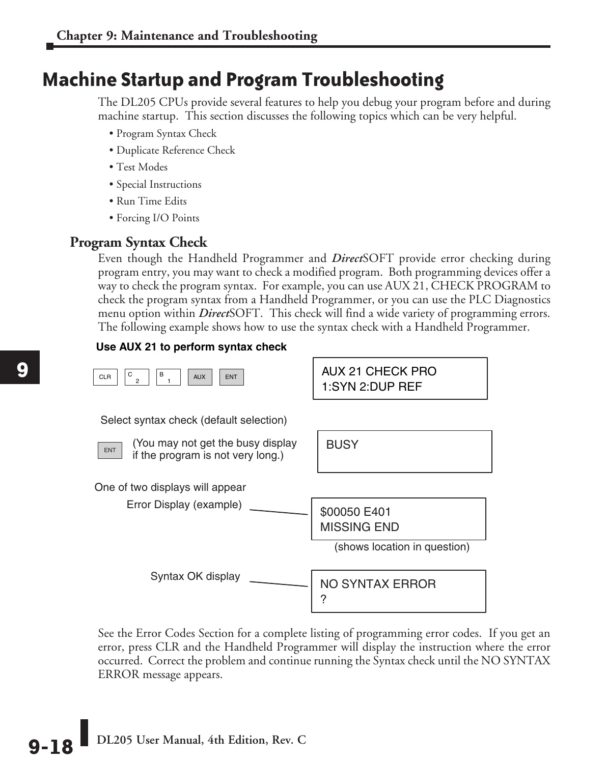# Machine Startup and Program Troubleshooting

The DL205 CPUs provide several features to help you debug your program before and during machine startup. This section discusses the following topics which can be very helpful.

- Program Syntax Check
- Duplicate Reference Check
- Test Modes
- Special Instructions
- Run Time Edits
- Forcing I/O Points

## Program Syntax Check

Even though the Handheld Programmer and ***Direct***SOFT provide error checking during program entry, you may want to check a modified program. Both programming devices offer a way to check the program syntax. For example, you can use AUX 21, CHECK PROGRAM to check the program syntax from a Handheld Programmer, or you can use the PLC Diagnostics menu option within ***Direct***SOFT. This check will find a wide variety of programming errors. The following example shows how to use the syntax check with a Handheld Programmer.

**Use AUX 21 to perform syntax check**

CLR | C 2 | B 1 | AUX | ENT

```
AUX 21 CHECK PRO
1:SYN 2:DUP REF
```

Select syntax check (default selection)

ENT (You may not get the busy display if the program is not very long.)

```
BUSY
```

One of two displays will appear

Error Display (example)

```
$00050 E401
MISSING END
```

(shows location in question)

Syntax OK display

```
NO SYNTAX ERROR
?
```

See the Error Codes Section for a complete listing of programming error codes. If you get an error, press CLR and the Handheld Programmer will display the instruction where the error occurred. Correct the problem and continue running the Syntax check until the NO SYNTAX ERROR message appears.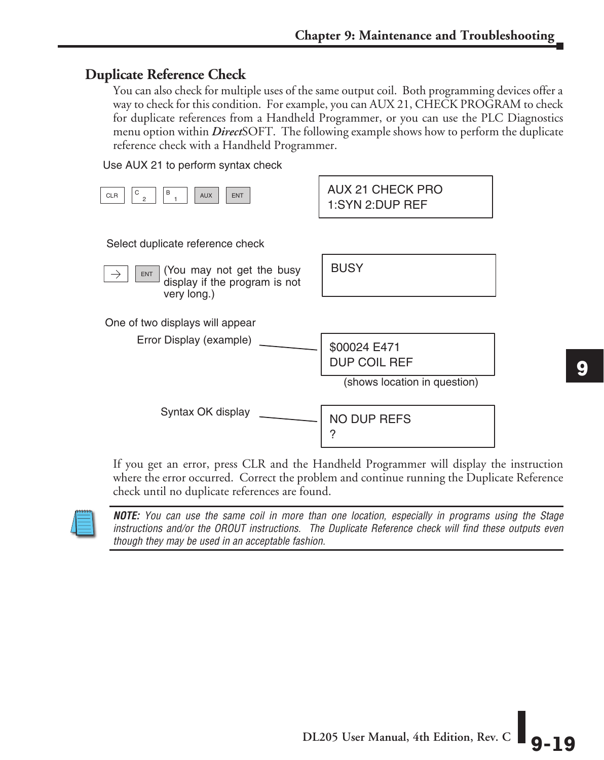## Duplicate Reference Check

You can also check for multiple uses of the same output coil. Both programming devices offer a way to check for this condition. For example, you can AUX 21, CHECK PROGRAM to check for duplicate references from a Handheld Programmer, or you can use the PLC Diagnostics menu option within ***Direct***SOFT. The following example shows how to perform the duplicate reference check with a Handheld Programmer.

Use AUX 21 to perform syntax check

CLR | C 2 | B 1 | AUX | ENT

```
AUX 21 CHECK PRO
1:SYN 2:DUP REF
```

Select duplicate reference check

→ | ENT (You may not get the busy display if the program is not very long.)

```
BUSY
```

One of two displays will appear

Error Display (example)

```
$00024 E471
DUP COIL REF
```

(shows location in question)

Syntax OK display

```
NO DUP REFS
?
```

If you get an error, press CLR and the Handheld Programmer will display the instruction where the error occurred. Correct the problem and continue running the Duplicate Reference check until no duplicate references are found.

***NOTE:*** *You can use the same coil in more than one location, especially in programs using the Stage instructions and/or the OROUT instructions. The Duplicate Reference check will find these outputs even though they may be used in an acceptable fashion.*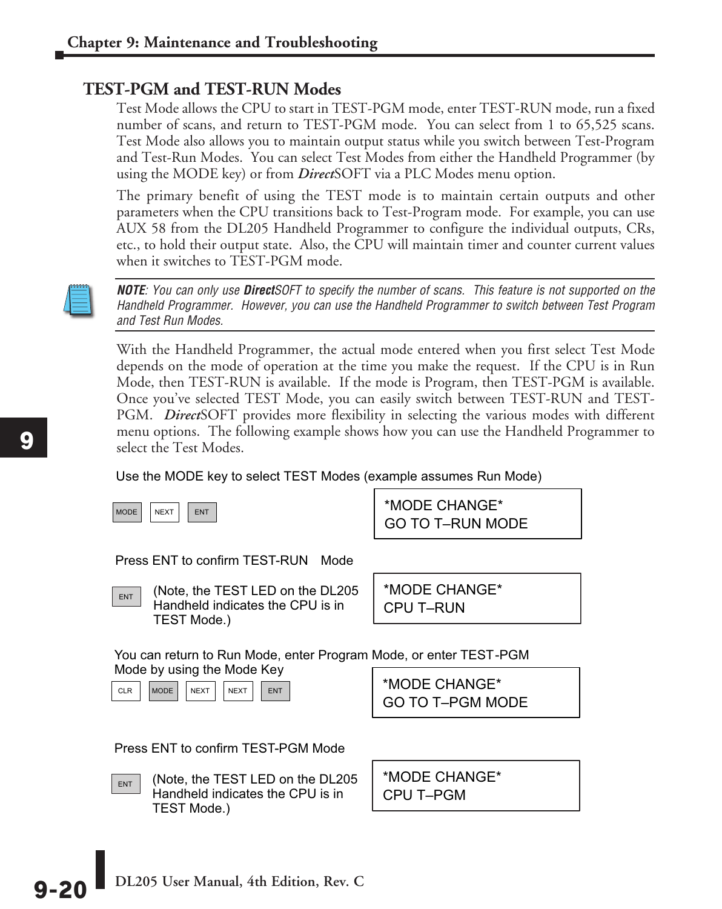## TEST-PGM and TEST-RUN Modes

Test Mode allows the CPU to start in TEST-PGM mode, enter TEST-RUN mode, run a fixed number of scans, and return to TEST-PGM mode. You can select from 1 to 65,525 scans. Test Mode also allows you to maintain output status while you switch between Test-Program and Test-Run Modes. You can select Test Modes from either the Handheld Programmer (by using the MODE key) or from ***Direct***SOFT via a PLC Modes menu option.

The primary benefit of using the TEST mode is to maintain certain outputs and other parameters when the CPU transitions back to Test-Program mode. For example, you can use AUX 58 from the DL205 Handheld Programmer to configure the individual outputs, CRs, etc., to hold their output state. Also, the CPU will maintain timer and counter current values when it switches to TEST-PGM mode.

> ***NOTE****: You can only use* ***Direct****SOFT to specify the number of scans. This feature is not supported on the Handheld Programmer. However, you can use the Handheld Programmer to switch between Test Program and Test Run Modes.*

With the Handheld Programmer, the actual mode entered when you first select Test Mode depends on the mode of operation at the time you make the request. If the CPU is in Run Mode, then TEST-RUN is available. If the mode is Program, then TEST-PGM is available. Once you've selected TEST Mode, you can easily switch between TEST-RUN and TEST-PGM. ***Direct***SOFT provides more flexibility in selecting the various modes with different menu options. The following example shows how you can use the Handheld Programmer to select the Test Modes.

Use the MODE key to select TEST Modes (example assumes Run Mode)

MODE | NEXT | ENT

```
*MODE CHANGE*
GO TO T–RUN MODE
```

Press ENT to confirm TEST-RUN Mode

ENT

(Note, the TEST LED on the DL205 Handheld indicates the CPU is in TEST Mode.)

```
*MODE CHANGE*
CPU T–RUN
```

You can return to Run Mode, enter Program Mode, or enter TEST-PGM Mode by using the Mode Key

CLR | MODE | NEXT | NEXT | ENT

```
*MODE CHANGE*
GO TO T–PGM MODE
```

Press ENT to confirm TEST-PGM Mode

ENT

(Note, the TEST LED on the DL205 Handheld indicates the CPU is in TEST Mode.)

```
*MODE CHANGE*
CPU T–PGM
```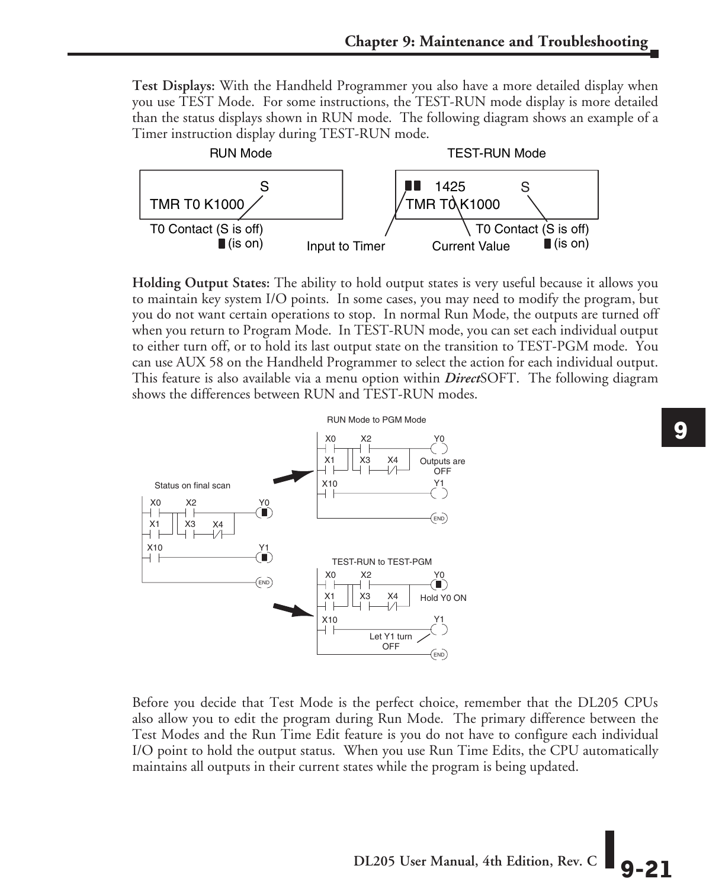**Test Displays:** With the Handheld Programmer you also have a more detailed display when you use TEST Mode. For some instructions, the TEST-RUN mode display is more detailed than the status displays shown in RUN mode. The following diagram shows an example of a Timer instruction display during TEST-RUN mode.

RUN Mode

```
                          S
TMR T0 K1000
```

T0 Contact (S is off) / ■ (is on)

TEST-RUN Mode

```
■■  1425            S
TMR T0 K1000
```

Input to Timer — Current Value — T0 Contact (S is off) / ■ (is on)

**Holding Output States:** The ability to hold output states is very useful because it allows you to maintain key system I/O points. In some cases, you may need to modify the program, but you do not want certain operations to stop. In normal Run Mode, the outputs are turned off when you return to Program Mode. In TEST-RUN mode, you can set each individual output to either turn off, or to hold its last output state on the transition to TEST-PGM mode. You can use AUX 58 on the Handheld Programmer to select the action for each individual output. This feature is also available via a menu option within ***Direct***SOFT. The following diagram shows the differences between RUN and TEST-RUN modes.

Status on final scan: X0, X2, X1, X3, X4 → Y0 (ON); X10 → Y1 (ON); END

RUN Mode to PGM Mode: X0, X2, X1, X3, X4 → Y0; X10 → Y1; Outputs are OFF; END

TEST-RUN to TEST-PGM: X0, X2, X1, X3, X4 → Y0 (Hold Y0 ON); X10 → Y1 (Let Y1 turn OFF); END

Before you decide that Test Mode is the perfect choice, remember that the DL205 CPUs also allow you to edit the program during Run Mode. The primary difference between the Test Modes and the Run Time Edit feature is you do not have to configure each individual I/O point to hold the output status. When you use Run Time Edits, the CPU automatically maintains all outputs in their current states while the program is being updated.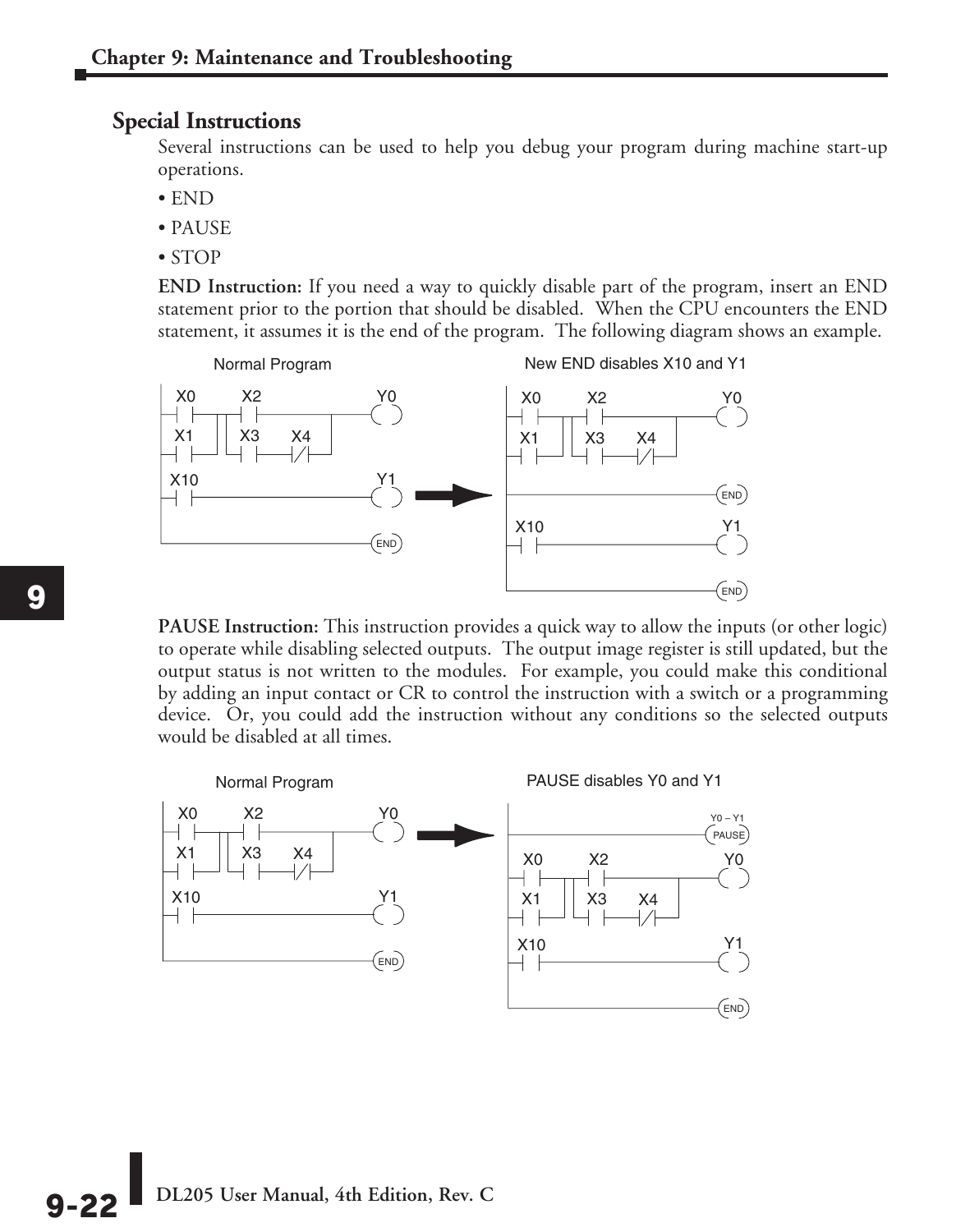## Special Instructions

Several instructions can be used to help you debug your program during machine start-up operations.

- END
- PAUSE
- STOP

**END Instruction:** If you need a way to quickly disable part of the program, insert an END statement prior to the portion that should be disabled. When the CPU encounters the END statement, it assumes it is the end of the program. The following diagram shows an example.

Normal Program

New END disables X10 and Y1

**PAUSE Instruction:** This instruction provides a quick way to allow the inputs (or other logic) to operate while disabling selected outputs. The output image register is still updated, but the output status is not written to the modules. For example, you could make this conditional by adding an input contact or CR to control the instruction with a switch or a programming device. Or, you could add the instruction without any conditions so the selected outputs would be disabled at all times.

Normal Program

PAUSE disables Y0 and Y1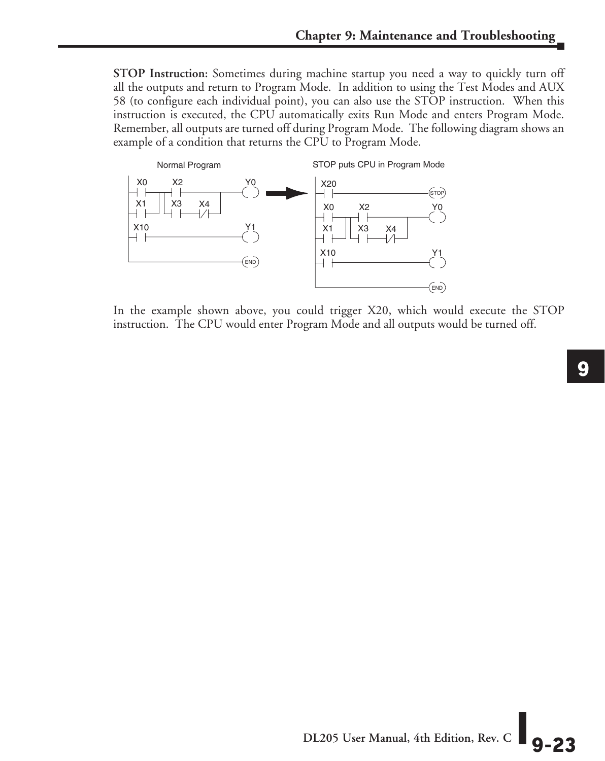**STOP Instruction:** Sometimes during machine startup you need a way to quickly turn off all the outputs and return to Program Mode. In addition to using the Test Modes and AUX 58 (to configure each individual point), you can also use the STOP instruction. When this instruction is executed, the CPU automatically exits Run Mode and enters Program Mode. Remember, all outputs are turned off during Program Mode. The following diagram shows an example of a condition that returns the CPU to Program Mode.

Normal Program

X0 X2 Y0
X1 X3 X4
X10 Y1
END

STOP puts CPU in Program Mode

X20 STOP
X0 X2 Y0
X1 X3 X4
X10 Y1
END

In the example shown above, you could trigger X20, which would execute the STOP instruction. The CPU would enter Program Mode and all outputs would be turned off.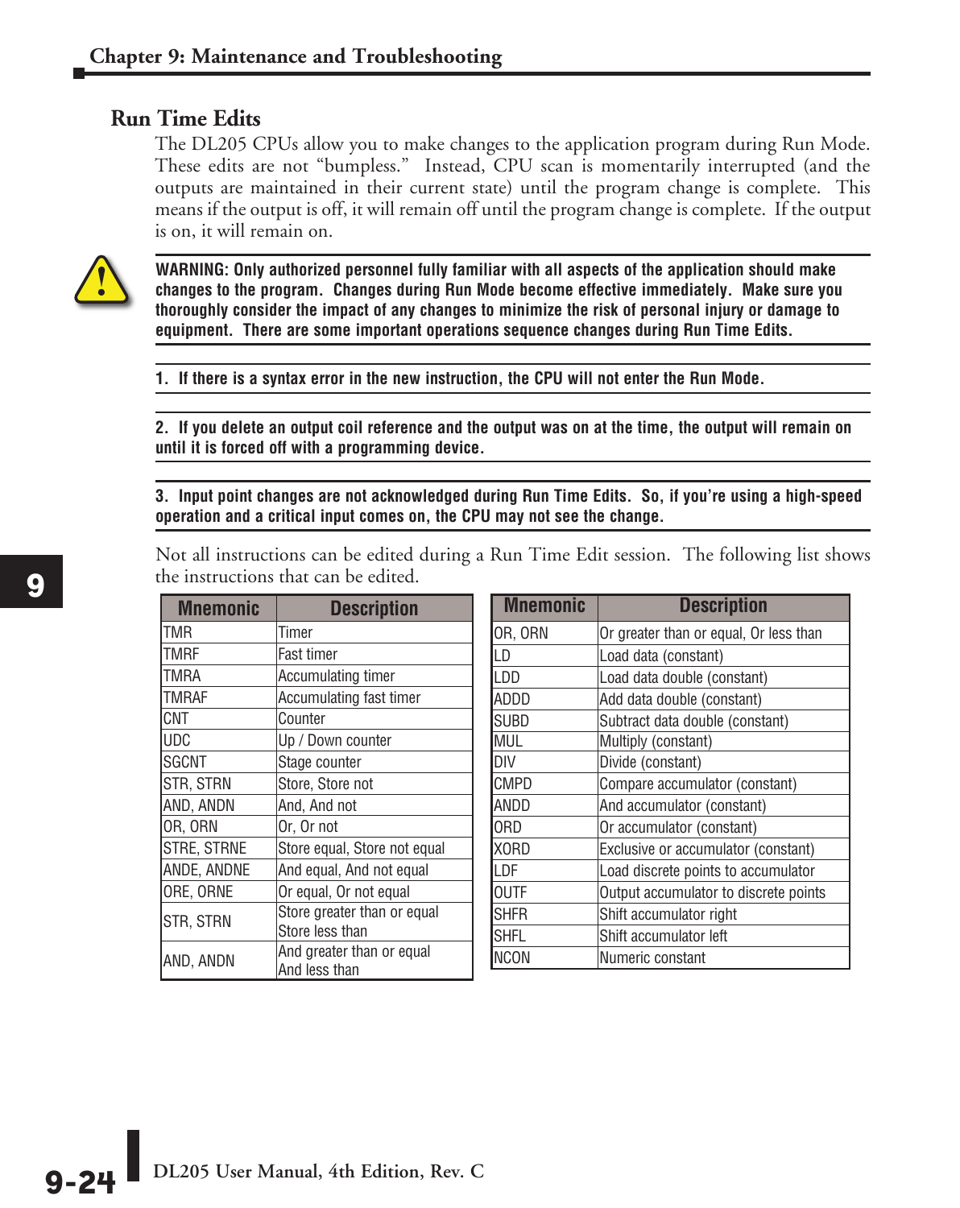## Run Time Edits

The DL205 CPUs allow you to make changes to the application program during Run Mode. These edits are not "bumpless." Instead, CPU scan is momentarily interrupted (and the outputs are maintained in their current state) until the program change is complete. This means if the output is off, it will remain off until the program change is complete. If the output is on, it will remain on.

**WARNING: Only authorized personnel fully familiar with all aspects of the application should make changes to the program. Changes during Run Mode become effective immediately. Make sure you thoroughly consider the impact of any changes to minimize the risk of personal injury or damage to equipment. There are some important operations sequence changes during Run Time Edits.**

**1. If there is a syntax error in the new instruction, the CPU will not enter the Run Mode.**

**2. If you delete an output coil reference and the output was on at the time, the output will remain on until it is forced off with a programming device.**

**3. Input point changes are not acknowledged during Run Time Edits. So, if you're using a high-speed operation and a critical input comes on, the CPU may not see the change.**

Not all instructions can be edited during a Run Time Edit session. The following list shows the instructions that can be edited.

| Mnemonic | Description |
|---|---|
| TMR | Timer |
| TMRF | Fast timer |
| TMRA | Accumulating timer |
| TMRAF | Accumulating fast timer |
| CNT | Counter |
| UDC | Up / Down counter |
| SGCNT | Stage counter |
| STR, STRN | Store, Store not |
| AND, ANDN | And, And not |
| OR, ORN | Or, Or not |
| STRE, STRNE | Store equal, Store not equal |
| ANDE, ANDNE | And equal, And not equal |
| ORE, ORNE | Or equal, Or not equal |
| STR, STRN | Store greater than or equal Store less than |
| AND, ANDN | And greater than or equal And less than |

| Mnemonic | Description |
|---|---|
| OR, ORN | Or greater than or equal, Or less than |
| LD | Load data (constant) |
| LDD | Load data double (constant) |
| ADDD | Add data double (constant) |
| SUBD | Subtract data double (constant) |
| MUL | Multiply (constant) |
| DIV | Divide (constant) |
| CMPD | Compare accumulator (constant) |
| ANDD | And accumulator (constant) |
| ORD | Or accumulator (constant) |
| XORD | Exclusive or accumulator (constant) |
| LDF | Load discrete points to accumulator |
| OUTF | Output accumulator to discrete points |
| SHFR | Shift accumulator right |
| SHFL | Shift accumulator left |
| NCON | Numeric constant |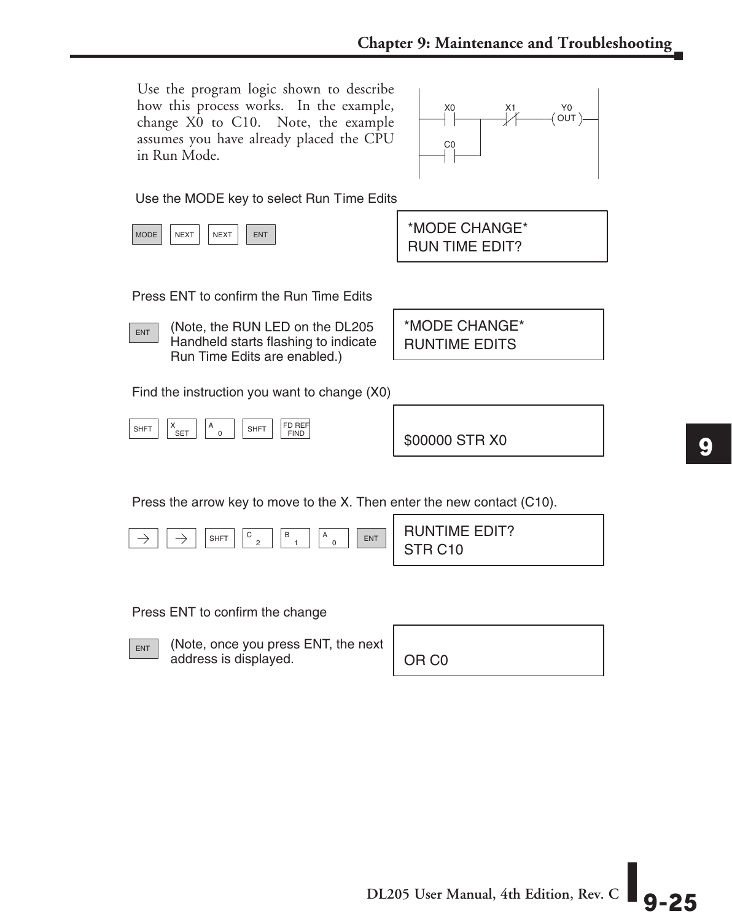Use the program logic shown to describe how this process works. In the example, change X0 to C10. Note, the example assumes you have already placed the CPU in Run Mode.

```
X0        X1        Y0
-| |------|/|-----( OUT )-
C0   |
-| |--
```

Use the MODE key to select Run Time Edits

MODE | NEXT | NEXT | ENT

```
*MODE CHANGE*
RUN TIME EDIT?
```

Press ENT to confirm the Run Time Edits

ENT

(Note, the RUN LED on the DL205 Handheld starts flashing to indicate Run Time Edits are enabled.)

```
*MODE CHANGE*
RUNTIME EDITS
```

Find the instruction you want to change (X0)

SHFT | X SET | A 0 | SHFT | FD REF FIND

```
$00000 STR X0
```

Press the arrow key to move to the X. Then enter the new contact (C10).

→ | → | SHFT | C 2 | B 1 | A 0 | ENT

```
RUNTIME EDIT?
STR C10
```

Press ENT to confirm the change

ENT

(Note, once you press ENT, the next address is displayed.

```
OR C0
```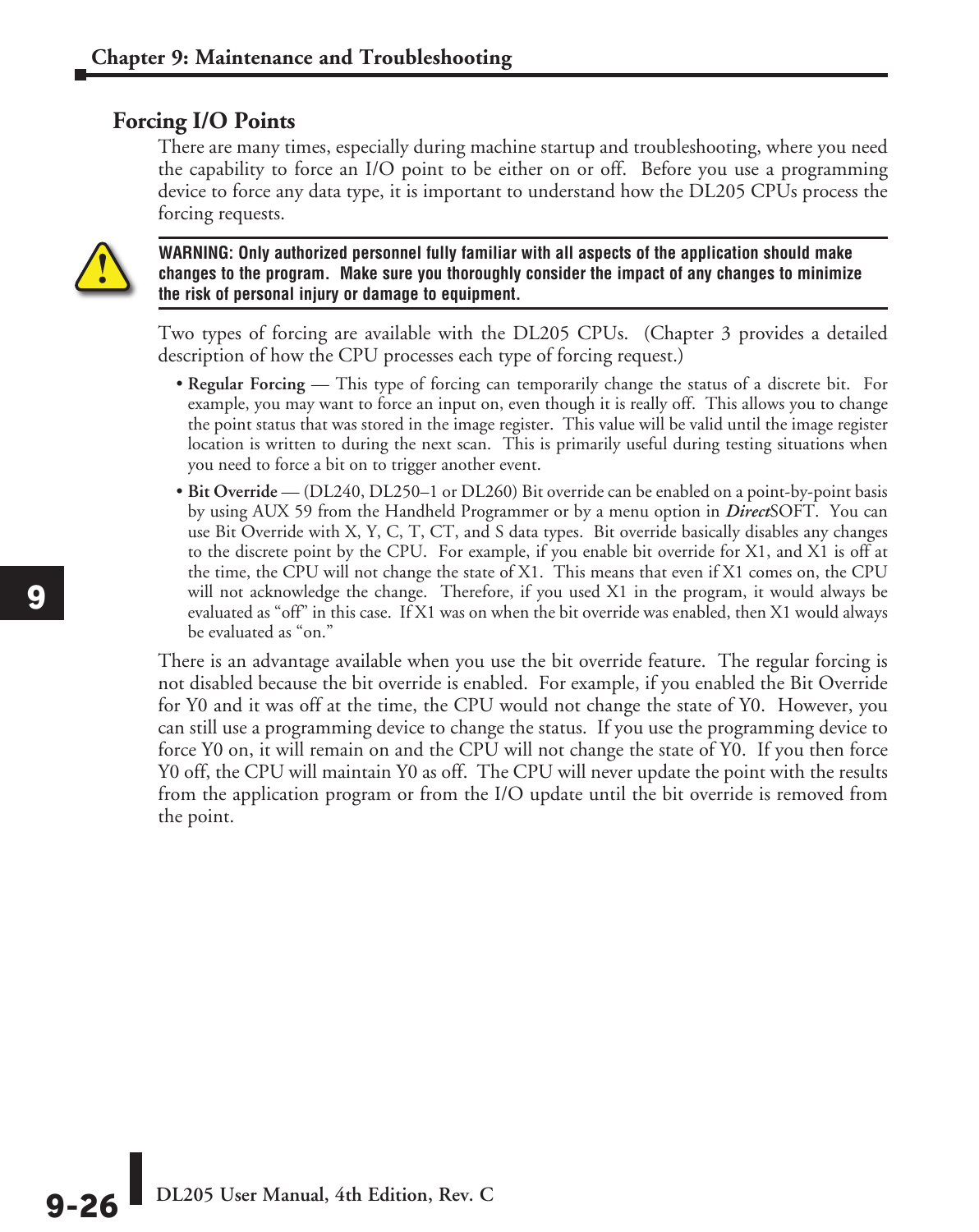## Forcing I/O Points

There are many times, especially during machine startup and troubleshooting, where you need the capability to force an I/O point to be either on or off. Before you use a programming device to force any data type, it is important to understand how the DL205 CPUs process the forcing requests.

**WARNING: Only authorized personnel fully familiar with all aspects of the application should make changes to the program. Make sure you thoroughly consider the impact of any changes to minimize the risk of personal injury or damage to equipment.**

Two types of forcing are available with the DL205 CPUs. (Chapter 3 provides a detailed description of how the CPU processes each type of forcing request.)

- **Regular Forcing** — This type of forcing can temporarily change the status of a discrete bit. For example, you may want to force an input on, even though it is really off. This allows you to change the point status that was stored in the image register. This value will be valid until the image register location is written to during the next scan. This is primarily useful during testing situations when you need to force a bit on to trigger another event.
- **Bit Override** — (DL240, DL250–1 or DL260) Bit override can be enabled on a point-by-point basis by using AUX 59 from the Handheld Programmer or by a menu option in ***Direct***SOFT. You can use Bit Override with X, Y, C, T, CT, and S data types. Bit override basically disables any changes to the discrete point by the CPU. For example, if you enable bit override for X1, and X1 is off at the time, the CPU will not change the state of X1. This means that even if X1 comes on, the CPU will not acknowledge the change. Therefore, if you used X1 in the program, it would always be evaluated as "off" in this case. If X1 was on when the bit override was enabled, then X1 would always be evaluated as "on."

There is an advantage available when you use the bit override feature. The regular forcing is not disabled because the bit override is enabled. For example, if you enabled the Bit Override for Y0 and it was off at the time, the CPU would not change the state of Y0. However, you can still use a programming device to change the status. If you use the programming device to force Y0 on, it will remain on and the CPU will not change the state of Y0. If you then force Y0 off, the CPU will maintain Y0 as off. The CPU will never update the point with the results from the application program or from the I/O update until the bit override is removed from the point.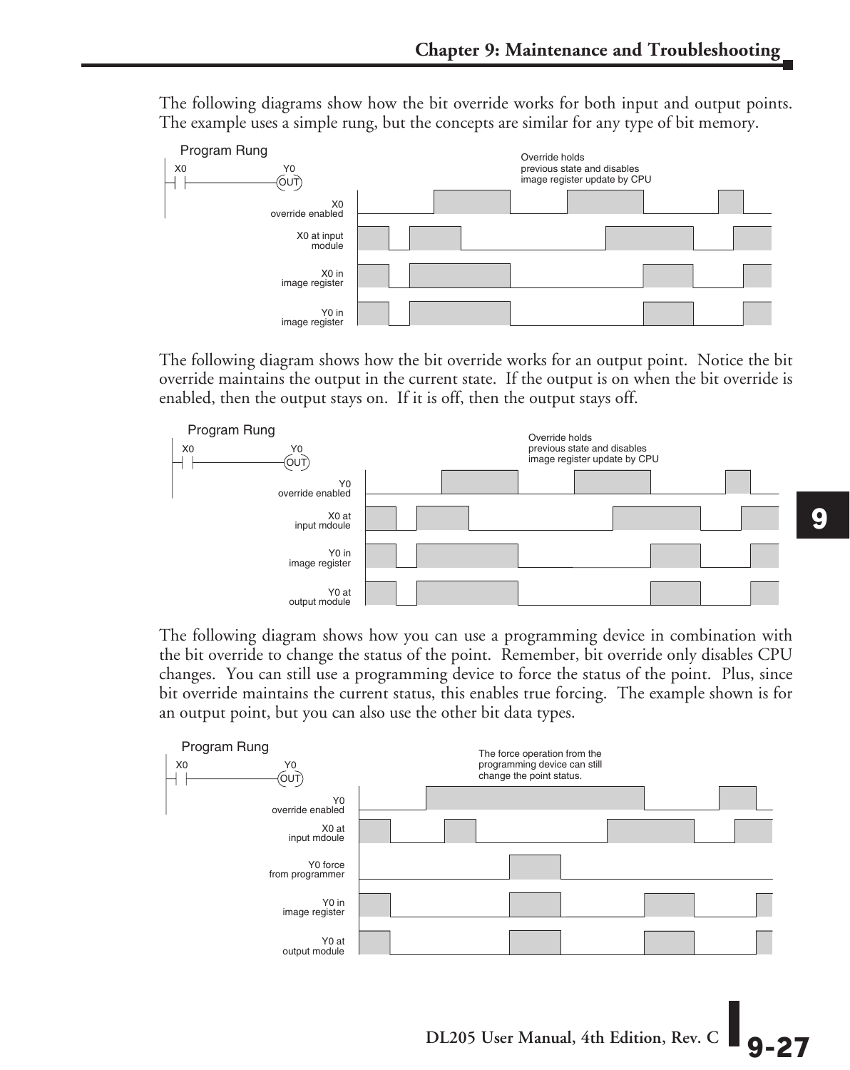The following diagrams show how the bit override works for both input and output points. The example uses a simple rung, but the concepts are similar for any type of bit memory.

Program Rung

X0 Y0 OUT

Override holds previous state and disables image register update by CPU

X0 override enabled

X0 at input module

X0 in image register

Y0 in image register

The following diagram shows how the bit override works for an output point. Notice the bit override maintains the output in the current state. If the output is on when the bit override is enabled, then the output stays on. If it is off, then the output stays off.

Program Rung

X0 Y0 OUT

Override holds previous state and disables image register update by CPU

Y0 override enabled

X0 at input mdoule

Y0 in image register

Y0 at output module

The following diagram shows how you can use a programming device in combination with the bit override to change the status of the point. Remember, bit override only disables CPU changes. You can still use a programming device to force the status of the point. Plus, since bit override maintains the current status, this enables true forcing. The example shown is for an output point, but you can also use the other bit data types.

Program Rung

X0 Y0 OUT

The force operation from the programming device can still change the point status.

Y0 override enabled

X0 at input mdoule

Y0 force from programmer

Y0 in image register

Y0 at output module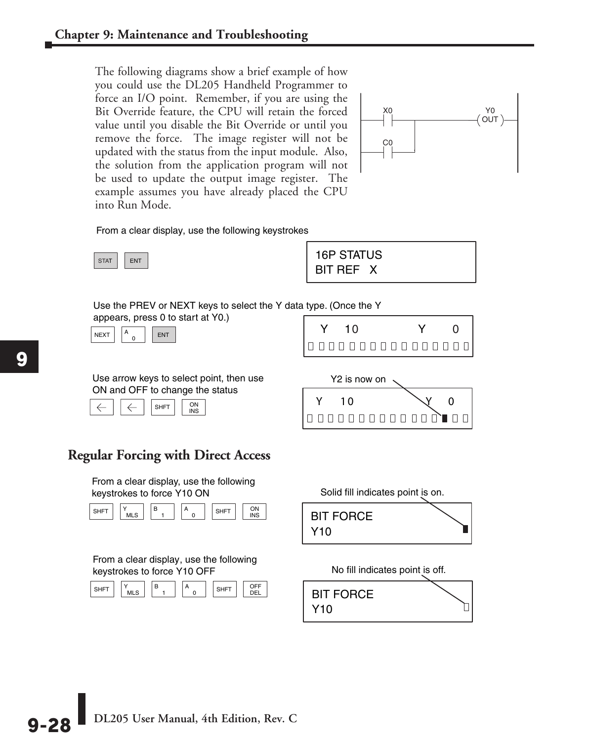The following diagrams show a brief example of how you could use the DL205 Handheld Programmer to force an I/O point. Remember, if you are using the Bit Override feature, the CPU will retain the forced value until you disable the Bit Override or until you remove the force. The image register will not be updated with the status from the input module. Also, the solution from the application program will not be used to update the output image register. The example assumes you have already placed the CPU into Run Mode.

From a clear display, use the following keystrokes

STAT ENT

```
16P STATUS
BIT REF   X
```

Use the PREV or NEXT keys to select the Y data type. (Once the Y appears, press 0 to start at Y0.)

NEXT A 0 ENT

```
Y 10          Y 0
```

Use arrow keys to select point, then use ON and OFF to change the status

← ← SHFT ON INS

Y2 is now on

```
Y 10          Y 0
```

## Regular Forcing with Direct Access

From a clear display, use the following keystrokes to force Y10 ON

SHFT Y MLS B 1 A 0 SHFT ON INS

Solid fill indicates point is on.

```
BIT FORCE
Y10
```

From a clear display, use the following keystrokes to force Y10 OFF

SHFT Y MLS B 1 A 0 SHFT OFF DEL

No fill indicates point is off.

```
BIT FORCE
Y10
```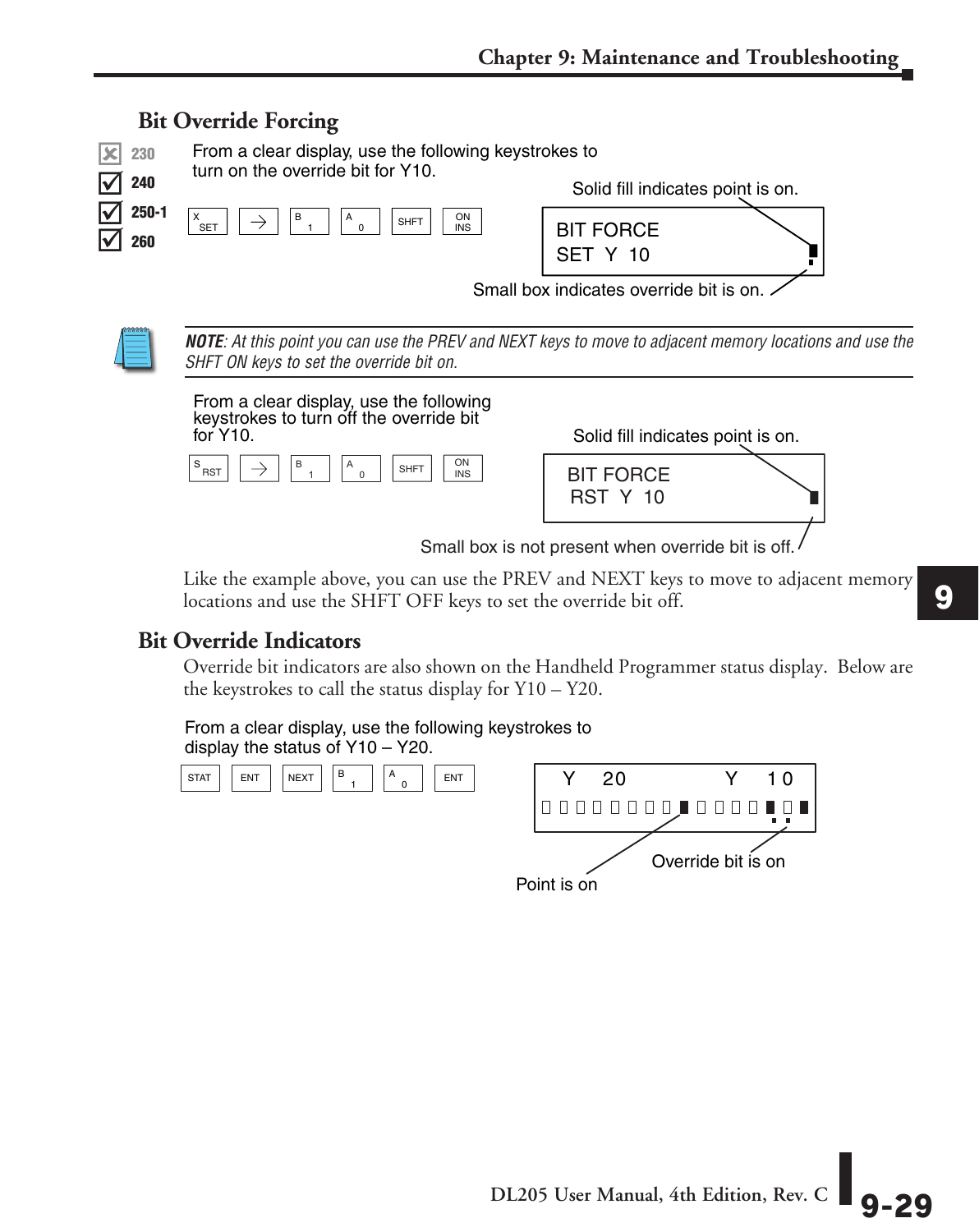## Bit Override Forcing

230 (not supported) | 240 | 250-1 | 260

From a clear display, use the following keystrokes to turn on the override bit for Y10.

X SET | → | B 1 | A 0 | SHFT | ON INS

Solid fill indicates point is on.

```
BIT FORCE
SET  Y  10
```

Small box indicates override bit is on.

***NOTE***: *At this point you can use the PREV and NEXT keys to move to adjacent memory locations and use the SHFT ON keys to set the override bit on.*

From a clear display, use the following keystrokes to turn off the override bit for Y10.

S RST | → | B 1 | A 0 | SHFT | ON INS

Solid fill indicates point is on.

```
BIT FORCE
RST  Y  10
```

Small box is not present when override bit is off.

Like the example above, you can use the PREV and NEXT keys to move to adjacent memory locations and use the SHFT OFF keys to set the override bit off.

## Bit Override Indicators

Override bit indicators are also shown on the Handheld Programmer status display. Below are the keystrokes to call the status display for Y10 – Y20.

From a clear display, use the following keystrokes to display the status of Y10 – Y20.

STAT | ENT | NEXT | B 1 | A 0 | ENT

```
Y   20            Y   10
```

Point is on

Override bit is on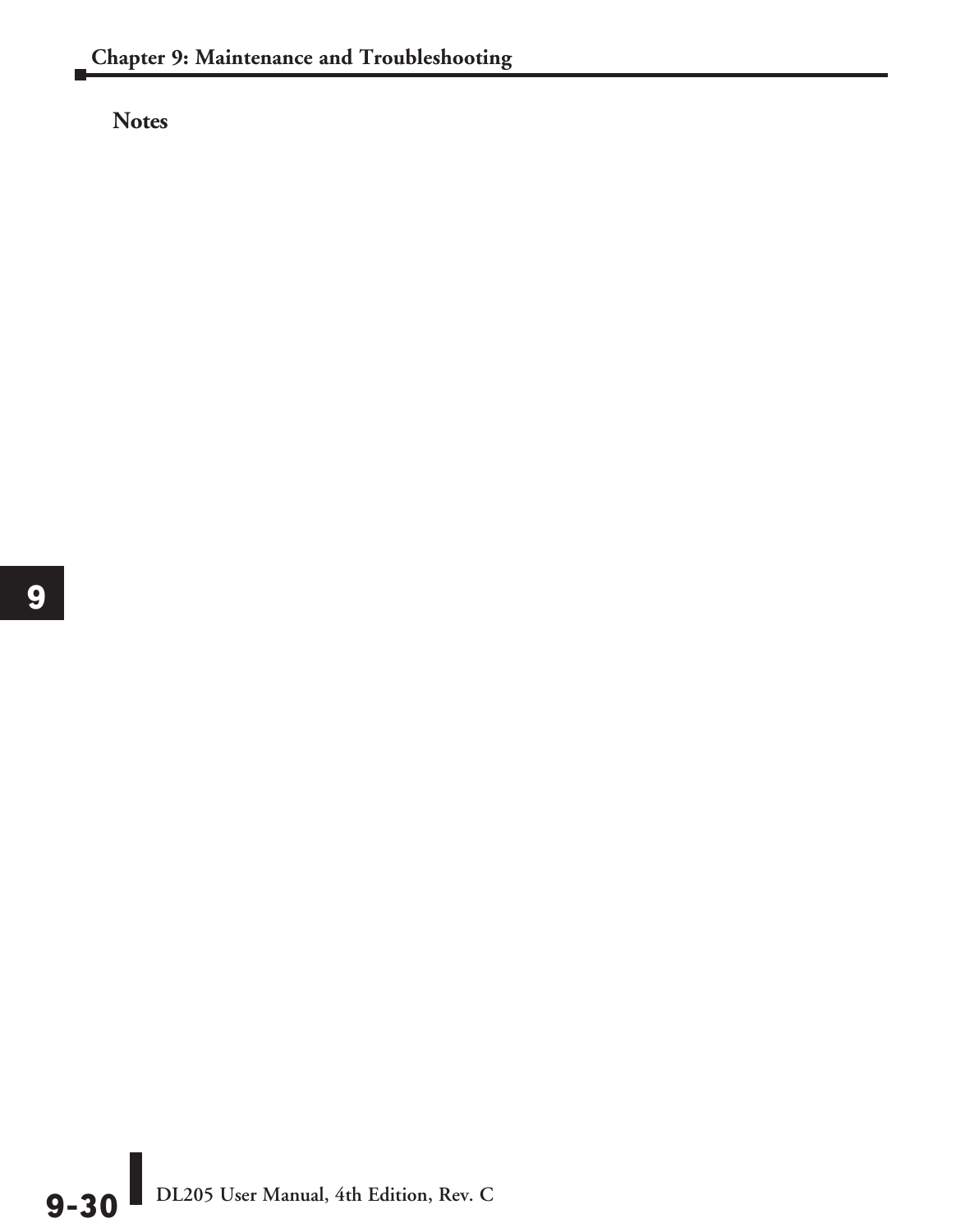## Notes